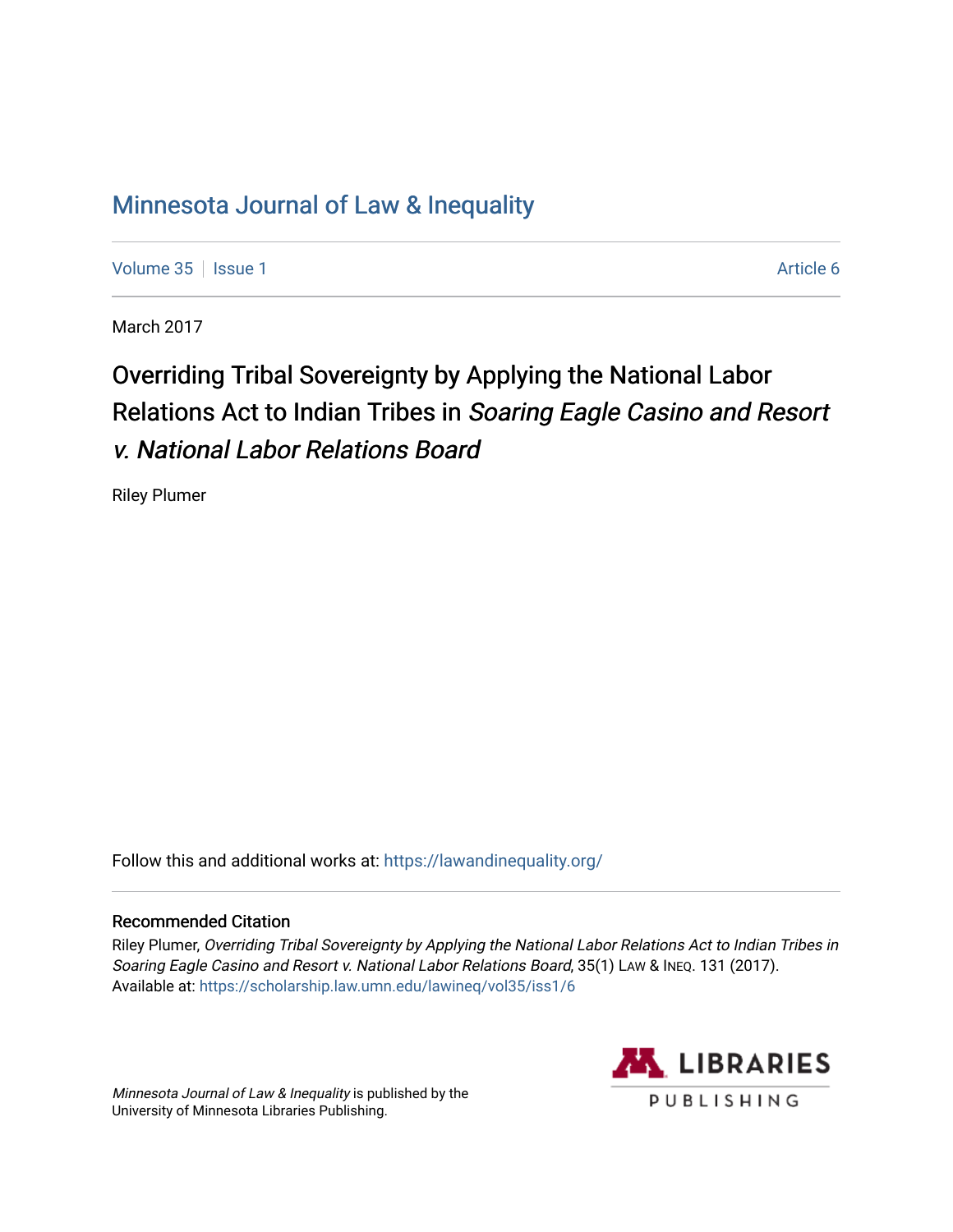# Minnesota Journal of Law & Inequality

Volume 35 | Issue 1 | Article 6

March 2017

## Overriding Tribal Sovereignty by Applying the National Labor Relations Act to Indian Tribes in *Soaring Eagle Casino and Resort v. National Labor Relations Board*

Riley Plumer

Follow this and additional works at: https://lawandinequality.org/

### Recommended Citation

Riley Plumer, *Overriding Tribal Sovereignty by Applying the National Labor Relations Act to Indian Tribes in Soaring Eagle Casino and Resort v. National Labor Relations Board*, 35(1) LAW & INEQ. 131 (2017).
Available at: https://scholarship.law.umn.edu/lawineq/vol35/iss1/6

*Minnesota Journal of Law & Inequality* is published by the University of Minnesota Libraries Publishing.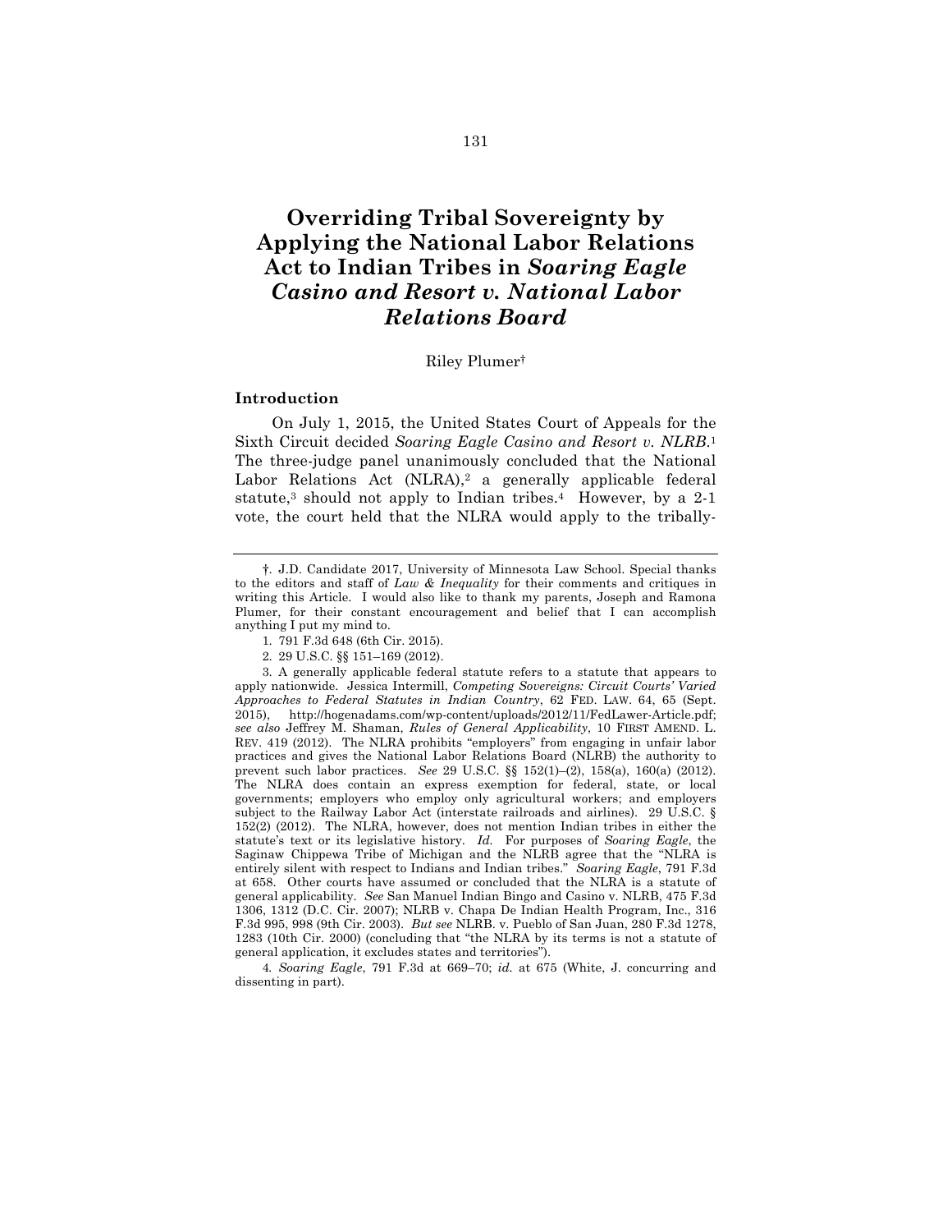# Overriding Tribal Sovereignty by Applying the National Labor Relations Act to Indian Tribes in *Soaring Eagle Casino and Resort v. National Labor Relations Board*

Riley Plumer†

### Introduction

On July 1, 2015, the United States Court of Appeals for the Sixth Circuit decided *Soaring Eagle Casino and Resort v. NLRB*.[1] The three-judge panel unanimously concluded that the National Labor Relations Act (NLRA),[2] a generally applicable federal statute,[3] should not apply to Indian tribes.[4] However, by a 2-1 vote, the court held that the NLRA would apply to the tribally-

---

†. J.D. Candidate 2017, University of Minnesota Law School. Special thanks to the editors and staff of *Law & Inequality* for their comments and critiques in writing this Article. I would also like to thank my parents, Joseph and Ramona Plumer, for their constant encouragement and belief that I can accomplish anything I put my mind to.

1. 791 F.3d 648 (6th Cir. 2015).

2. 29 U.S.C. §§ 151–169 (2012).

3. A generally applicable federal statute refers to a statute that appears to apply nationwide. Jessica Intermill, *Competing Sovereigns: Circuit Courts' Varied Approaches to Federal Statutes in Indian Country*, 62 FED. LAW. 64, 65 (Sept. 2015), http://hogenadams.com/wp-content/uploads/2012/11/FedLawer-Article.pdf; *see also* Jeffrey M. Shaman, *Rules of General Applicability*, 10 FIRST AMEND. L. REV. 419 (2012). The NLRA prohibits "employers" from engaging in unfair labor practices and gives the National Labor Relations Board (NLRB) the authority to prevent such labor practices. *See* 29 U.S.C. §§ 152(1)–(2), 158(a), 160(a) (2012). The NLRA does contain an express exemption for federal, state, or local governments; employers who employ only agricultural workers; and employers subject to the Railway Labor Act (interstate railroads and airlines). 29 U.S.C. § 152(2) (2012). The NLRA, however, does not mention Indian tribes in either the statute's text or its legislative history. *Id.* For purposes of *Soaring Eagle*, the Saginaw Chippewa Tribe of Michigan and the NLRB agree that the "NLRA is entirely silent with respect to Indians and Indian tribes." *Soaring Eagle*, 791 F.3d at 658. Other courts have assumed or concluded that the NLRA is a statute of general applicability. *See* San Manuel Indian Bingo and Casino v. NLRB, 475 F.3d 1306, 1312 (D.C. Cir. 2007); NLRB v. Chapa De Indian Health Program, Inc., 316 F.3d 995, 998 (9th Cir. 2003). *But see* NLRB. v. Pueblo of San Juan, 280 F.3d 1278, 1283 (10th Cir. 2000) (concluding that "the NLRA by its terms is not a statute of general application, it excludes states and territories").

4. *Soaring Eagle*, 791 F.3d at 669–70; *id.* at 675 (White, J. concurring and dissenting in part).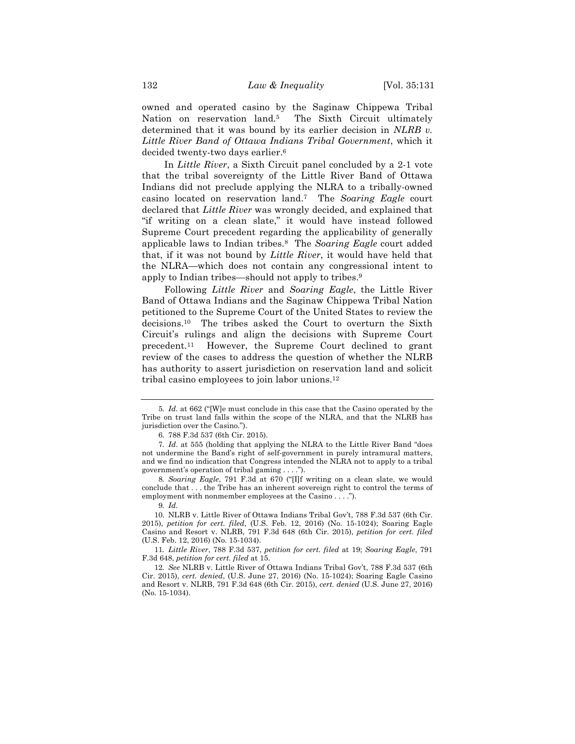owned and operated casino by the Saginaw Chippewa Tribal Nation on reservation land.[5] The Sixth Circuit ultimately determined that it was bound by its earlier decision in *NLRB v. Little River Band of Ottawa Indians Tribal Government*, which it decided twenty-two days earlier.[6]

In *Little River*, a Sixth Circuit panel concluded by a 2-1 vote that the tribal sovereignty of the Little River Band of Ottawa Indians did not preclude applying the NLRA to a tribally-owned casino located on reservation land.[7] The *Soaring Eagle* court declared that *Little River* was wrongly decided, and explained that "if writing on a clean slate," it would have instead followed Supreme Court precedent regarding the applicability of generally applicable laws to Indian tribes.[8] The *Soaring Eagle* court added that, if it was not bound by *Little River*, it would have held that the NLRA—which does not contain any congressional intent to apply to Indian tribes—should not apply to tribes.[9]

Following *Little River* and *Soaring Eagle*, the Little River Band of Ottawa Indians and the Saginaw Chippewa Tribal Nation petitioned to the Supreme Court of the United States to review the decisions.[10] The tribes asked the Court to overturn the Sixth Circuit's rulings and align the decisions with Supreme Court precedent.[11] However, the Supreme Court declined to grant review of the cases to address the question of whether the NLRB has authority to assert jurisdiction on reservation land and solicit tribal casino employees to join labor unions.[12]

---

5. *Id.* at 662 ("[W]e must conclude in this case that the Casino operated by the Tribe on trust land falls within the scope of the NLRA, and that the NLRB has jurisdiction over the Casino.").

6. 788 F.3d 537 (6th Cir. 2015).

7. *Id.* at 555 (holding that applying the NLRA to the Little River Band "does not undermine the Band's right of self-government in purely intramural matters, and we find no indication that Congress intended the NLRA not to apply to a tribal government's operation of tribal gaming . . . .").

8. *Soaring Eagle*, 791 F.3d at 670 ("[I]f writing on a clean slate, we would conclude that . . . the Tribe has an inherent sovereign right to control the terms of employment with nonmember employees at the Casino . . . .").

9. *Id.*

10. NLRB v. Little River of Ottawa Indians Tribal Gov't, 788 F.3d 537 (6th Cir. 2015), *petition for cert. filed*, (U.S. Feb. 12, 2016) (No. 15-1024); Soaring Eagle Casino and Resort v. NLRB, 791 F.3d 648 (6th Cir. 2015), *petition for cert. filed* (U.S. Feb. 12, 2016) (No. 15-1034).

11. *Little River*, 788 F.3d 537, *petition for cert. filed* at 19; *Soaring Eagle*, 791 F.3d 648, *petition for cert. filed* at 15.

12. *See* NLRB v. Little River of Ottawa Indians Tribal Gov't, 788 F.3d 537 (6th Cir. 2015), *cert. denied*, (U.S. June 27, 2016) (No. 15-1024); Soaring Eagle Casino and Resort v. NLRB, 791 F.3d 648 (6th Cir. 2015), *cert. denied* (U.S. June 27, 2016) (No. 15-1034).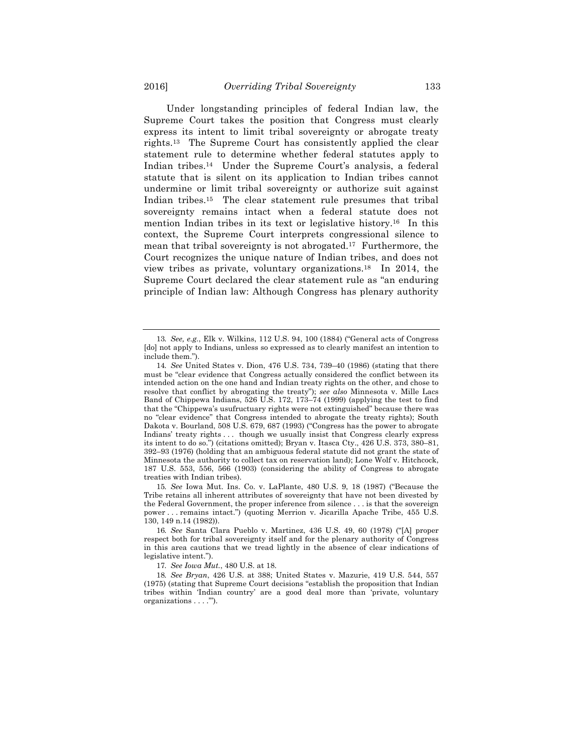Under longstanding principles of federal Indian law, the Supreme Court takes the position that Congress must clearly express its intent to limit tribal sovereignty or abrogate treaty rights.[13] The Supreme Court has consistently applied the clear statement rule to determine whether federal statutes apply to Indian tribes.[14] Under the Supreme Court's analysis, a federal statute that is silent on its application to Indian tribes cannot undermine or limit tribal sovereignty or authorize suit against Indian tribes.[15] The clear statement rule presumes that tribal sovereignty remains intact when a federal statute does not mention Indian tribes in its text or legislative history.[16] In this context, the Supreme Court interprets congressional silence to mean that tribal sovereignty is not abrogated.[17] Furthermore, the Court recognizes the unique nature of Indian tribes, and does not view tribes as private, voluntary organizations.[18] In 2014, the Supreme Court declared the clear statement rule as "an enduring principle of Indian law: Although Congress has plenary authority

---

13. *See, e.g.*, Elk v. Wilkins, 112 U.S. 94, 100 (1884) ("General acts of Congress [do] not apply to Indians, unless so expressed as to clearly manifest an intention to include them.").

14. *See* United States v. Dion, 476 U.S. 734, 739–40 (1986) (stating that there must be "clear evidence that Congress actually considered the conflict between its intended action on the one hand and Indian treaty rights on the other, and chose to resolve that conflict by abrogating the treaty"); *see also* Minnesota v. Mille Lacs Band of Chippewa Indians, 526 U.S. 172, 173–74 (1999) (applying the test to find that the "Chippewa's usufructuary rights were not extinguished" because there was no "clear evidence" that Congress intended to abrogate the treaty rights); South Dakota v. Bourland, 508 U.S. 679, 687 (1993) ("Congress has the power to abrogate Indians' treaty rights . . . though we usually insist that Congress clearly express its intent to do so.") (citations omitted); Bryan v. Itasca Cty., 426 U.S. 373, 380–81, 392–93 (1976) (holding that an ambiguous federal statute did not grant the state of Minnesota the authority to collect tax on reservation land); Lone Wolf v. Hitchcock, 187 U.S. 553, 556, 566 (1903) (considering the ability of Congress to abrogate treaties with Indian tribes).

15. *See* Iowa Mut. Ins. Co. v. LaPlante, 480 U.S. 9, 18 (1987) ("Because the Tribe retains all inherent attributes of sovereignty that have not been divested by the Federal Government, the proper inference from silence . . . is that the sovereign power . . . remains intact.") (quoting Merrion v. Jicarilla Apache Tribe, 455 U.S. 130, 149 n.14 (1982)).

16. *See* Santa Clara Pueblo v. Martinez, 436 U.S. 49, 60 (1978) ("[A] proper respect both for tribal sovereignty itself and for the plenary authority of Congress in this area cautions that we tread lightly in the absence of clear indications of legislative intent.").

17. *See Iowa Mut.*, 480 U.S. at 18.

18. *See Bryan*, 426 U.S. at 388; United States v. Mazurie, 419 U.S. 544, 557 (1975) (stating that Supreme Court decisions "establish the proposition that Indian tribes within 'Indian country' are a good deal more than 'private, voluntary organizations . . . .'").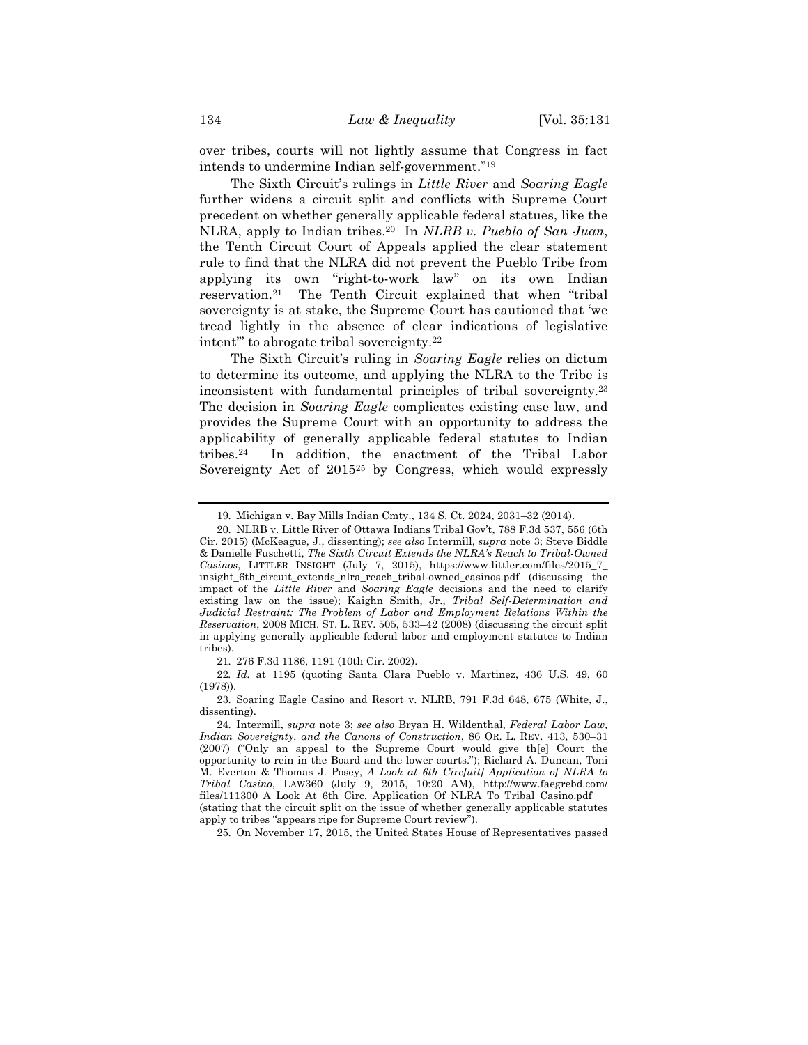over tribes, courts will not lightly assume that Congress in fact intends to undermine Indian self-government."[19]

The Sixth Circuit's rulings in *Little River* and *Soaring Eagle* further widens a circuit split and conflicts with Supreme Court precedent on whether generally applicable federal statues, like the NLRA, apply to Indian tribes.[20] In *NLRB v. Pueblo of San Juan*, the Tenth Circuit Court of Appeals applied the clear statement rule to find that the NLRA did not prevent the Pueblo Tribe from applying its own "right-to-work law" on its own Indian reservation.[21] The Tenth Circuit explained that when "tribal sovereignty is at stake, the Supreme Court has cautioned that 'we tread lightly in the absence of clear indications of legislative intent'" to abrogate tribal sovereignty.[22]

The Sixth Circuit's ruling in *Soaring Eagle* relies on dictum to determine its outcome, and applying the NLRA to the Tribe is inconsistent with fundamental principles of tribal sovereignty.[23] The decision in *Soaring Eagle* complicates existing case law, and provides the Supreme Court with an opportunity to address the applicability of generally applicable federal statutes to Indian tribes.[24] In addition, the enactment of the Tribal Labor Sovereignty Act of 2015[25] by Congress, which would expressly

---

19. Michigan v. Bay Mills Indian Cmty., 134 S. Ct. 2024, 2031–32 (2014).

20. NLRB v. Little River of Ottawa Indians Tribal Gov't, 788 F.3d 537, 556 (6th Cir. 2015) (McKeague, J., dissenting); *see also* Intermill, *supra* note 3; Steve Biddle & Danielle Fuschetti, *The Sixth Circuit Extends the NLRA's Reach to Tribal-Owned Casinos*, LITTLER INSIGHT (July 7, 2015), https://www.littler.com/files/2015_7_insight_6th_circuit_extends_nlra_reach_tribal-owned_casinos.pdf (discussing the impact of the *Little River* and *Soaring Eagle* decisions and the need to clarify existing law on the issue); Kaighn Smith, Jr., *Tribal Self-Determination and Judicial Restraint: The Problem of Labor and Employment Relations Within the Reservation*, 2008 MICH. ST. L. REV. 505, 533–42 (2008) (discussing the circuit split in applying generally applicable federal labor and employment statutes to Indian tribes).

21. 276 F.3d 1186, 1191 (10th Cir. 2002).

22. *Id.* at 1195 (quoting Santa Clara Pueblo v. Martinez, 436 U.S. 49, 60 (1978)).

23. Soaring Eagle Casino and Resort v. NLRB, 791 F.3d 648, 675 (White, J., dissenting).

24. Intermill, *supra* note 3; *see also* Bryan H. Wildenthal, *Federal Labor Law, Indian Sovereignty, and the Canons of Construction*, 86 OR. L. REV. 413, 530–31 (2007) ("Only an appeal to the Supreme Court would give th[e] Court the opportunity to rein in the Board and the lower courts."); Richard A. Duncan, Toni M. Everton & Thomas J. Posey, *A Look at 6th Circ[uit] Application of NLRA to Tribal Casino*, LAW360 (July 9, 2015, 10:20 AM), http://www.faegrebd.com/files/111300_A_Look_At_6th_Circ._Application_Of_NLRA_To_Tribal_Casino.pdf (stating that the circuit split on the issue of whether generally applicable statutes apply to tribes "appears ripe for Supreme Court review").

25. On November 17, 2015, the United States House of Representatives passed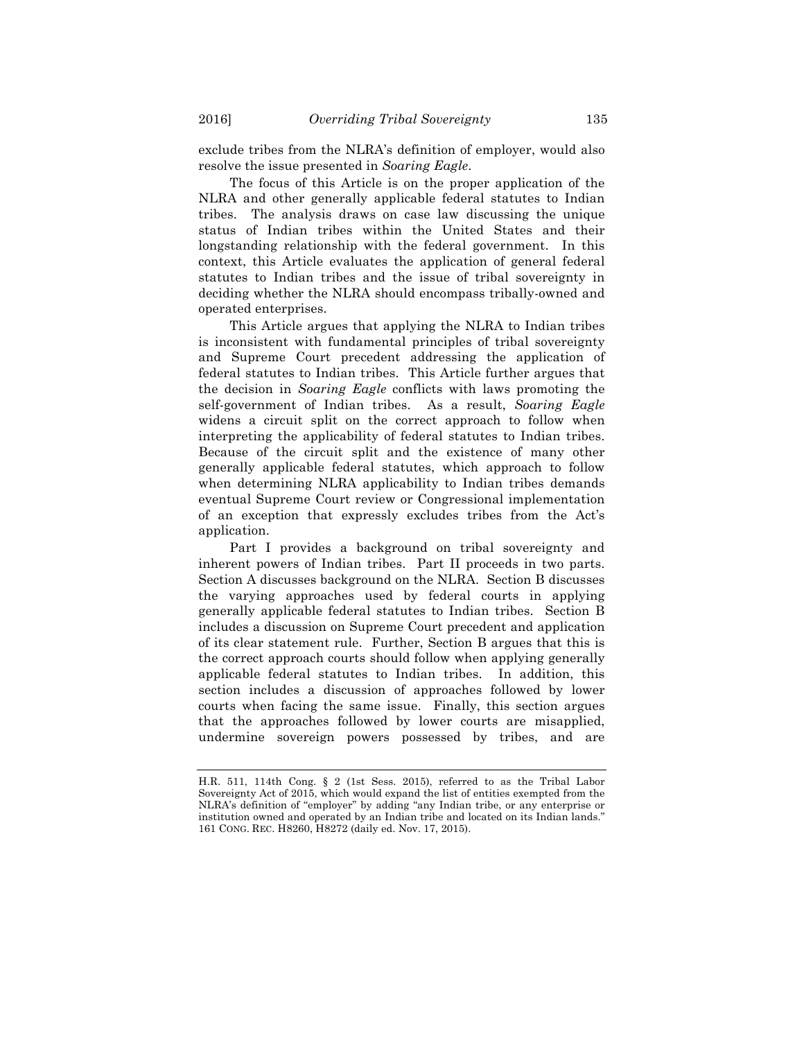exclude tribes from the NLRA's definition of employer, would also resolve the issue presented in *Soaring Eagle*.

The focus of this Article is on the proper application of the NLRA and other generally applicable federal statutes to Indian tribes. The analysis draws on case law discussing the unique status of Indian tribes within the United States and their longstanding relationship with the federal government. In this context, this Article evaluates the application of general federal statutes to Indian tribes and the issue of tribal sovereignty in deciding whether the NLRA should encompass tribally-owned and operated enterprises.

This Article argues that applying the NLRA to Indian tribes is inconsistent with fundamental principles of tribal sovereignty and Supreme Court precedent addressing the application of federal statutes to Indian tribes. This Article further argues that the decision in *Soaring Eagle* conflicts with laws promoting the self-government of Indian tribes. As a result, *Soaring Eagle* widens a circuit split on the correct approach to follow when interpreting the applicability of federal statutes to Indian tribes. Because of the circuit split and the existence of many other generally applicable federal statutes, which approach to follow when determining NLRA applicability to Indian tribes demands eventual Supreme Court review or Congressional implementation of an exception that expressly excludes tribes from the Act's application.

Part I provides a background on tribal sovereignty and inherent powers of Indian tribes. Part II proceeds in two parts. Section A discusses background on the NLRA. Section B discusses the varying approaches used by federal courts in applying generally applicable federal statutes to Indian tribes. Section B includes a discussion on Supreme Court precedent and application of its clear statement rule. Further, Section B argues that this is the correct approach courts should follow when applying generally applicable federal statutes to Indian tribes. In addition, this section includes a discussion of approaches followed by lower courts when facing the same issue. Finally, this section argues that the approaches followed by lower courts are misapplied, undermine sovereign powers possessed by tribes, and are

---

H.R. 511, 114th Cong. § 2 (1st Sess. 2015), referred to as the Tribal Labor Sovereignty Act of 2015, which would expand the list of entities exempted from the NLRA's definition of "employer" by adding "any Indian tribe, or any enterprise or institution owned and operated by an Indian tribe and located on its Indian lands." 161 CONG. REC. H8260, H8272 (daily ed. Nov. 17, 2015).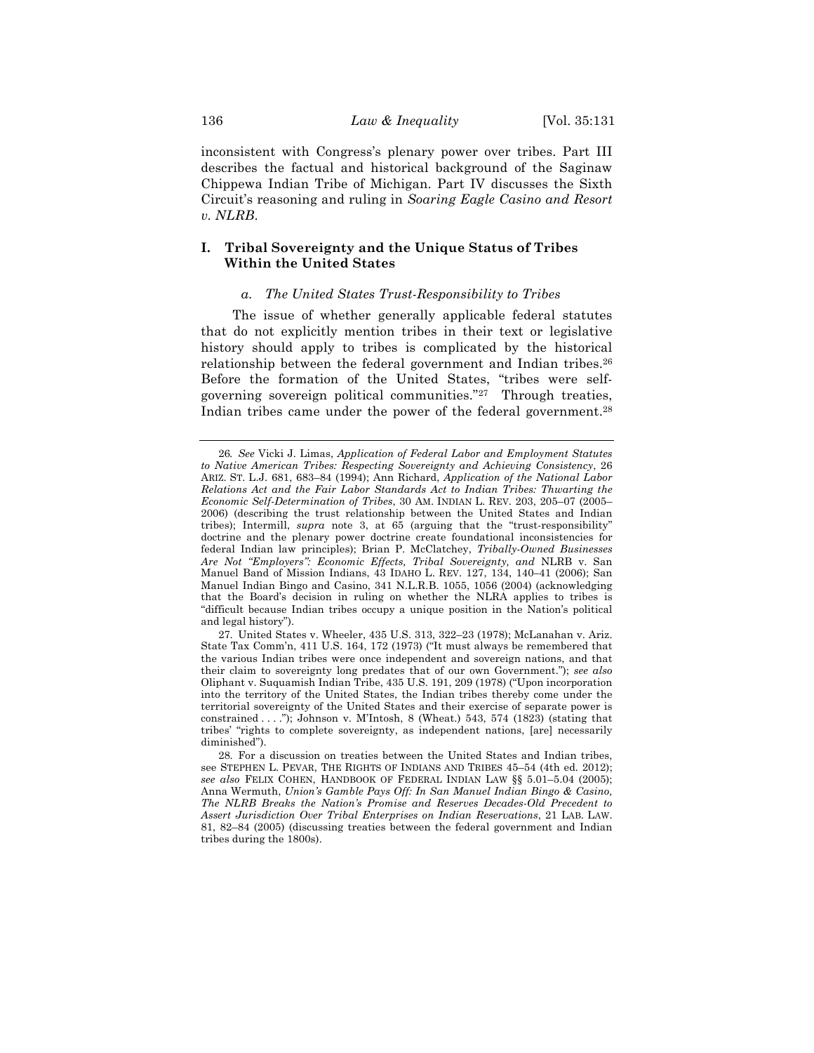inconsistent with Congress's plenary power over tribes. Part III describes the factual and historical background of the Saginaw Chippewa Indian Tribe of Michigan. Part IV discusses the Sixth Circuit's reasoning and ruling in *Soaring Eagle Casino and Resort v. NLRB*.

## I. Tribal Sovereignty and the Unique Status of Tribes Within the United States

### *a. The United States Trust-Responsibility to Tribes*

The issue of whether generally applicable federal statutes that do not explicitly mention tribes in their text or legislative history should apply to tribes is complicated by the historical relationship between the federal government and Indian tribes.[26] Before the formation of the United States, "tribes were self-governing sovereign political communities."[27] Through treaties, Indian tribes came under the power of the federal government.[28]

---

26. *See* Vicki J. Limas, *Application of Federal Labor and Employment Statutes to Native American Tribes: Respecting Sovereignty and Achieving Consistency*, 26 ARIZ. ST. L.J. 681, 683–84 (1994); Ann Richard, *Application of the National Labor Relations Act and the Fair Labor Standards Act to Indian Tribes: Thwarting the Economic Self-Determination of Tribes*, 30 AM. INDIAN L. REV. 203, 205–07 (2005–2006) (describing the trust relationship between the United States and Indian tribes); Intermill, *supra* note 3, at 65 (arguing that the "trust-responsibility" doctrine and the plenary power doctrine create foundational inconsistencies for federal Indian law principles); Brian P. McClatchey, *Tribally-Owned Businesses Are Not "Employers": Economic Effects, Tribal Sovereignty, and* NLRB v. San Manuel Band of Mission Indians, 43 IDAHO L. REV. 127, 134, 140–41 (2006); San Manuel Indian Bingo and Casino, 341 N.L.R.B. 1055, 1056 (2004) (acknowledging that the Board's decision in ruling on whether the NLRA applies to tribes is "difficult because Indian tribes occupy a unique position in the Nation's political and legal history").

27. United States v. Wheeler, 435 U.S. 313, 322–23 (1978); McLanahan v. Ariz. State Tax Comm'n, 411 U.S. 164, 172 (1973) ("It must always be remembered that the various Indian tribes were once independent and sovereign nations, and that their claim to sovereignty long predates that of our own Government."); *see also* Oliphant v. Suquamish Indian Tribe, 435 U.S. 191, 209 (1978) ("Upon incorporation into the territory of the United States, the Indian tribes thereby come under the territorial sovereignty of the United States and their exercise of separate power is constrained . . . ."); Johnson v. M'Intosh, 8 (Wheat.) 543, 574 (1823) (stating that tribes' "rights to complete sovereignty, as independent nations, [are] necessarily diminished").

28. For a discussion on treaties between the United States and Indian tribes, see STEPHEN L. PEVAR, THE RIGHTS OF INDIANS AND TRIBES 45–54 (4th ed. 2012); *see also* FELIX COHEN, HANDBOOK OF FEDERAL INDIAN LAW §§ 5.01–5.04 (2005); Anna Wermuth, *Union's Gamble Pays Off: In San Manuel Indian Bingo & Casino, The NLRB Breaks the Nation's Promise and Reserves Decades-Old Precedent to Assert Jurisdiction Over Tribal Enterprises on Indian Reservations*, 21 LAB. LAW. 81, 82–84 (2005) (discussing treaties between the federal government and Indian tribes during the 1800s).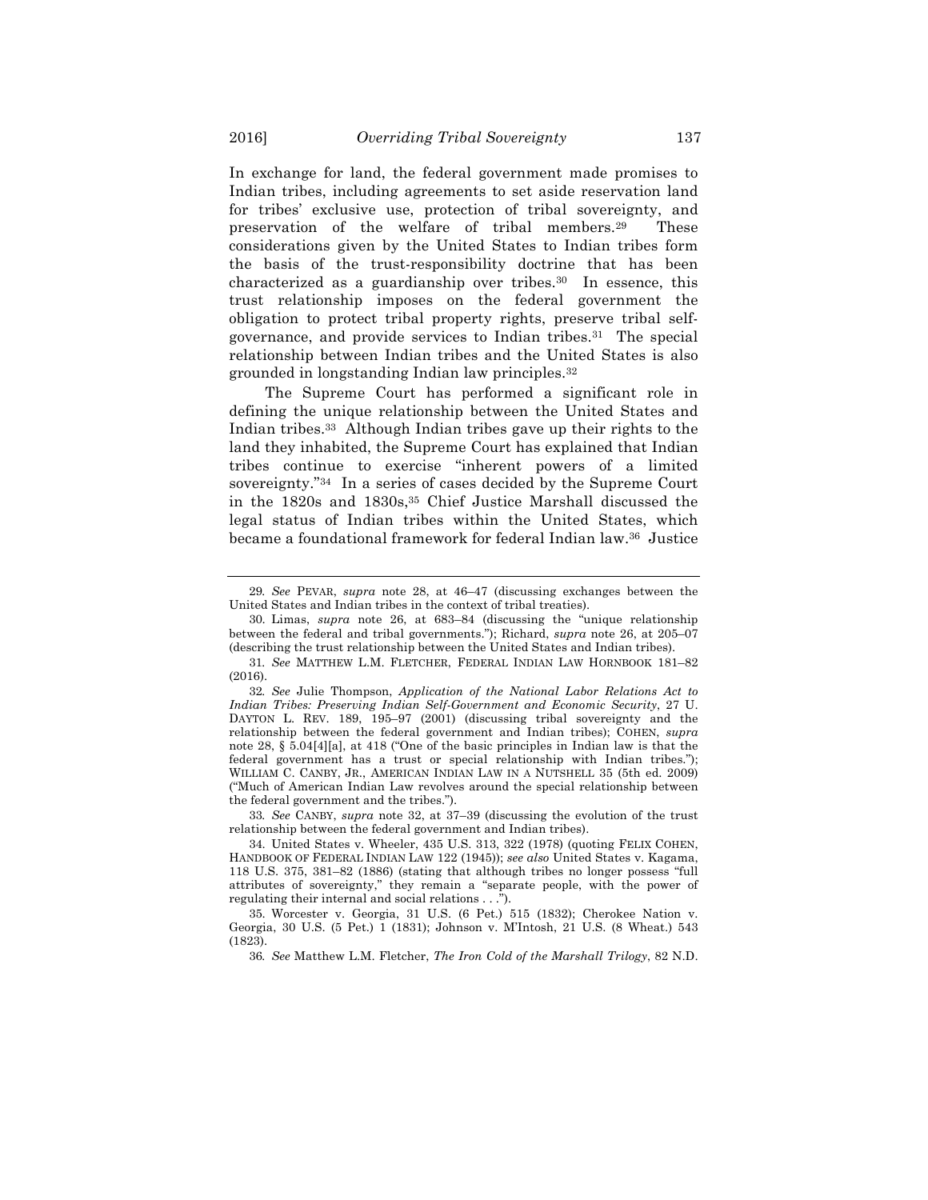In exchange for land, the federal government made promises to Indian tribes, including agreements to set aside reservation land for tribes' exclusive use, protection of tribal sovereignty, and preservation of the welfare of tribal members.[29] These considerations given by the United States to Indian tribes form the basis of the trust-responsibility doctrine that has been characterized as a guardianship over tribes.[30] In essence, this trust relationship imposes on the federal government the obligation to protect tribal property rights, preserve tribal self-governance, and provide services to Indian tribes.[31] The special relationship between Indian tribes and the United States is also grounded in longstanding Indian law principles.[32]

The Supreme Court has performed a significant role in defining the unique relationship between the United States and Indian tribes.[33] Although Indian tribes gave up their rights to the land they inhabited, the Supreme Court has explained that Indian tribes continue to exercise "inherent powers of a limited sovereignty."[34] In a series of cases decided by the Supreme Court in the 1820s and 1830s,[35] Chief Justice Marshall discussed the legal status of Indian tribes within the United States, which became a foundational framework for federal Indian law.[36] Justice

---

29. *See* PEVAR, *supra* note 28, at 46–47 (discussing exchanges between the United States and Indian tribes in the context of tribal treaties).

30. Limas, *supra* note 26, at 683–84 (discussing the "unique relationship between the federal and tribal governments."); Richard, *supra* note 26, at 205–07 (describing the trust relationship between the United States and Indian tribes).

31. *See* MATTHEW L.M. FLETCHER, FEDERAL INDIAN LAW HORNBOOK 181–82 (2016).

32. *See* Julie Thompson, *Application of the National Labor Relations Act to Indian Tribes: Preserving Indian Self-Government and Economic Security*, 27 U. DAYTON L. REV. 189, 195–97 (2001) (discussing tribal sovereignty and the relationship between the federal government and Indian tribes); COHEN, *supra* note 28, § 5.04[4][a], at 418 ("One of the basic principles in Indian law is that the federal government has a trust or special relationship with Indian tribes."); WILLIAM C. CANBY, JR., AMERICAN INDIAN LAW IN A NUTSHELL 35 (5th ed. 2009) ("Much of American Indian Law revolves around the special relationship between the federal government and the tribes.").

33. *See* CANBY, *supra* note 32, at 37–39 (discussing the evolution of the trust relationship between the federal government and Indian tribes).

34. United States v. Wheeler, 435 U.S. 313, 322 (1978) (quoting FELIX COHEN, HANDBOOK OF FEDERAL INDIAN LAW 122 (1945)); *see also* United States v. Kagama, 118 U.S. 375, 381–82 (1886) (stating that although tribes no longer possess "full attributes of sovereignty," they remain a "separate people, with the power of regulating their internal and social relations . . .").

35. Worcester v. Georgia, 31 U.S. (6 Pet.) 515 (1832); Cherokee Nation v. Georgia, 30 U.S. (5 Pet.) 1 (1831); Johnson v. M'Intosh, 21 U.S. (8 Wheat.) 543 (1823).

36. *See* Matthew L.M. Fletcher, *The Iron Cold of the Marshall Trilogy*, 82 N.D.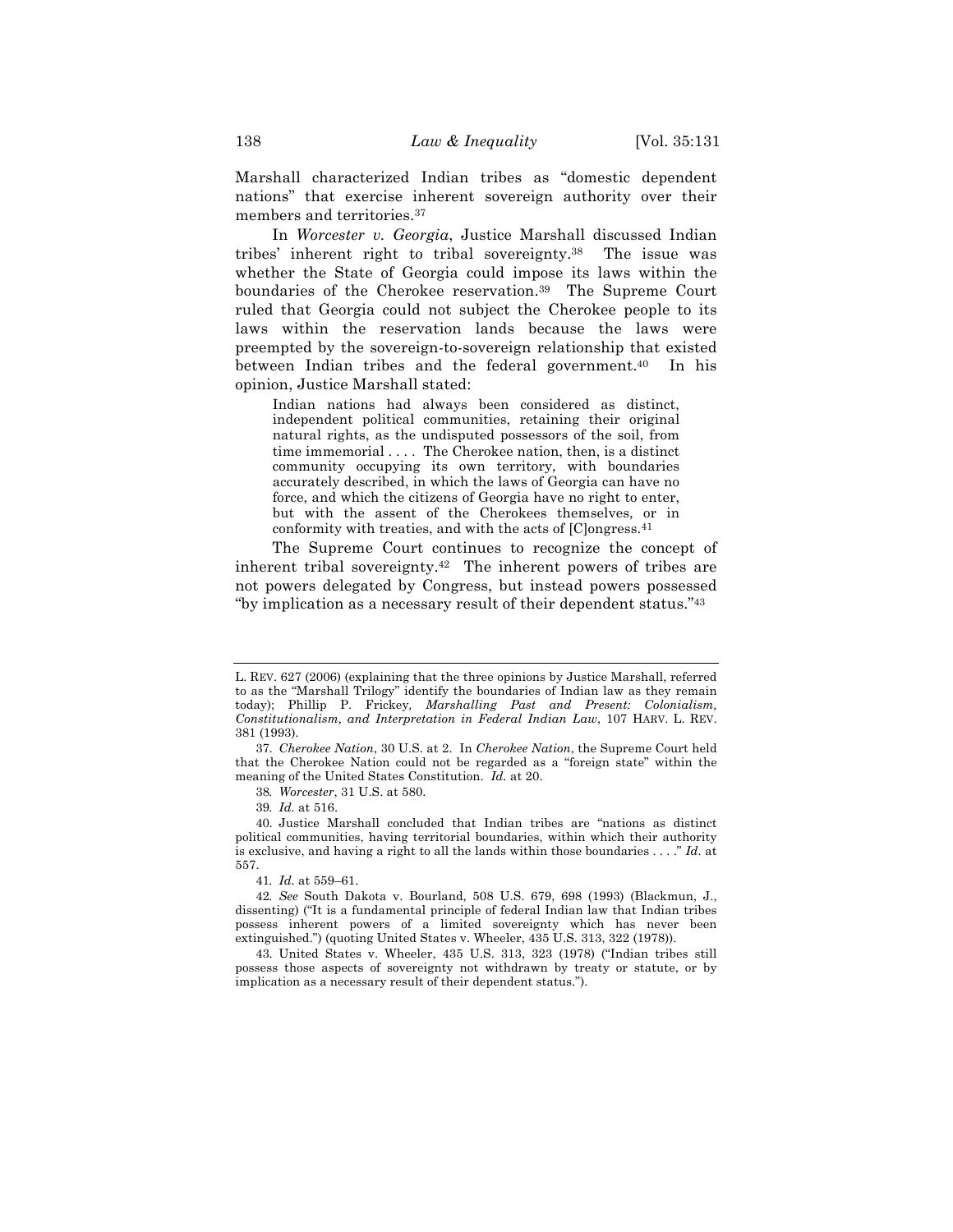Marshall characterized Indian tribes as "domestic dependent nations" that exercise inherent sovereign authority over their members and territories.[37]

In *Worcester v. Georgia*, Justice Marshall discussed Indian tribes' inherent right to tribal sovereignty.[38] The issue was whether the State of Georgia could impose its laws within the boundaries of the Cherokee reservation.[39] The Supreme Court ruled that Georgia could not subject the Cherokee people to its laws within the reservation lands because the laws were preempted by the sovereign-to-sovereign relationship that existed between Indian tribes and the federal government.[40] In his opinion, Justice Marshall stated:

> Indian nations had always been considered as distinct, independent political communities, retaining their original natural rights, as the undisputed possessors of the soil, from time immemorial . . . . The Cherokee nation, then, is a distinct community occupying its own territory, with boundaries accurately described, in which the laws of Georgia can have no force, and which the citizens of Georgia have no right to enter, but with the assent of the Cherokees themselves, or in conformity with treaties, and with the acts of [C]ongress.[41]

The Supreme Court continues to recognize the concept of inherent tribal sovereignty.[42] The inherent powers of tribes are not powers delegated by Congress, but instead powers possessed "by implication as a necessary result of their dependent status."[43]

---

L. REV. 627 (2006) (explaining that the three opinions by Justice Marshall, referred to as the "Marshall Trilogy" identify the boundaries of Indian law as they remain today); Phillip P. Frickey, *Marshalling Past and Present: Colonialism, Constitutionalism, and Interpretation in Federal Indian Law*, 107 HARV. L. REV. 381 (1993).

37. *Cherokee Nation*, 30 U.S. at 2. In *Cherokee Nation*, the Supreme Court held that the Cherokee Nation could not be regarded as a "foreign state" within the meaning of the United States Constitution. *Id.* at 20.

38. *Worcester*, 31 U.S. at 580.

39. *Id.* at 516.

40. Justice Marshall concluded that Indian tribes are "nations as distinct political communities, having territorial boundaries, within which their authority is exclusive, and having a right to all the lands within those boundaries . . . ." *Id.* at 557.

41. *Id.* at 559–61.

42. *See* South Dakota v. Bourland, 508 U.S. 679, 698 (1993) (Blackmun, J., dissenting) ("It is a fundamental principle of federal Indian law that Indian tribes possess inherent powers of a limited sovereignty which has never been extinguished.") (quoting United States v. Wheeler, 435 U.S. 313, 322 (1978)).

43. United States v. Wheeler, 435 U.S. 313, 323 (1978) ("Indian tribes still possess those aspects of sovereignty not withdrawn by treaty or statute, or by implication as a necessary result of their dependent status.").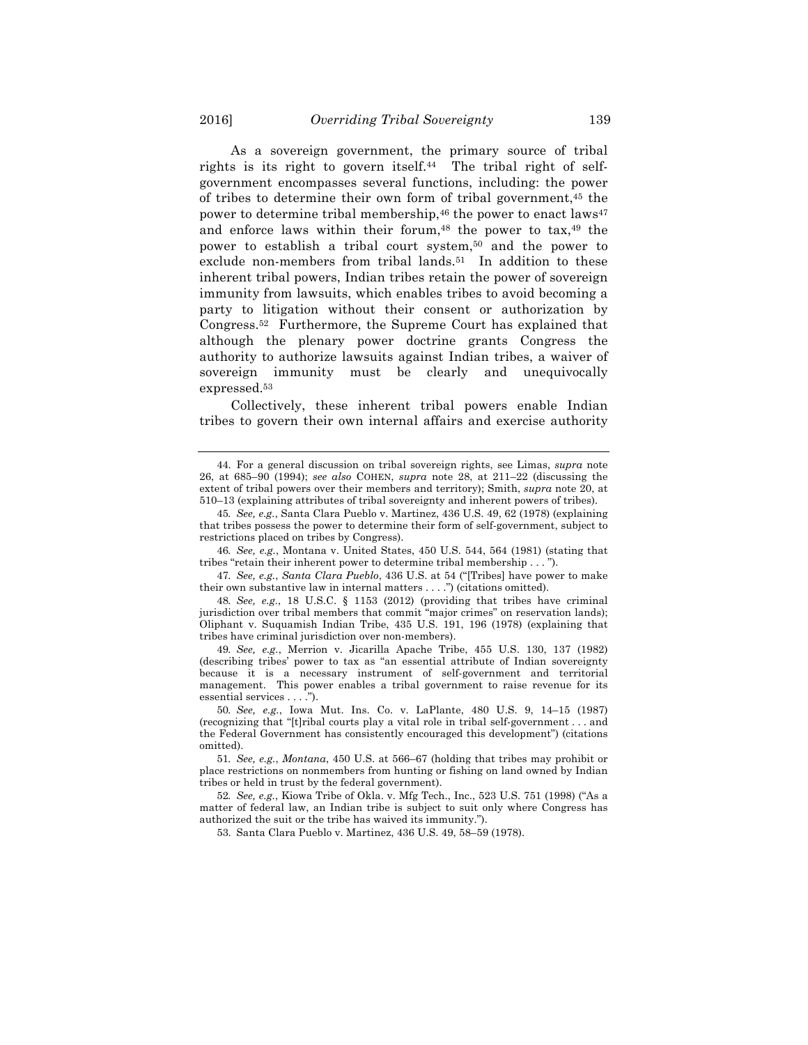As a sovereign government, the primary source of tribal rights is its right to govern itself.[44] The tribal right of self-government encompasses several functions, including: the power of tribes to determine their own form of tribal government,[45] the power to determine tribal membership,[46] the power to enact laws[47] and enforce laws within their forum,[48] the power to tax,[49] the power to establish a tribal court system,[50] and the power to exclude non-members from tribal lands.[51] In addition to these inherent tribal powers, Indian tribes retain the power of sovereign immunity from lawsuits, which enables tribes to avoid becoming a party to litigation without their consent or authorization by Congress.[52] Furthermore, the Supreme Court has explained that although the plenary power doctrine grants Congress the authority to authorize lawsuits against Indian tribes, a waiver of sovereign immunity must be clearly and unequivocally expressed.[53]

Collectively, these inherent tribal powers enable Indian tribes to govern their own internal affairs and exercise authority

---

44. For a general discussion on tribal sovereign rights, see Limas, *supra* note 26, at 685–90 (1994); *see also* COHEN, *supra* note 28, at 211–22 (discussing the extent of tribal powers over their members and territory); Smith, *supra* note 20, at 510–13 (explaining attributes of tribal sovereignty and inherent powers of tribes).

45. *See, e.g.*, Santa Clara Pueblo v. Martinez, 436 U.S. 49, 62 (1978) (explaining that tribes possess the power to determine their form of self-government, subject to restrictions placed on tribes by Congress).

46. *See, e.g.*, Montana v. United States, 450 U.S. 544, 564 (1981) (stating that tribes "retain their inherent power to determine tribal membership . . . ").

47. *See, e.g.*, *Santa Clara Pueblo*, 436 U.S. at 54 ("[Tribes] have power to make their own substantive law in internal matters . . . .") (citations omitted).

48. *See, e.g.*, 18 U.S.C. § 1153 (2012) (providing that tribes have criminal jurisdiction over tribal members that commit "major crimes" on reservation lands); Oliphant v. Suquamish Indian Tribe, 435 U.S. 191, 196 (1978) (explaining that tribes have criminal jurisdiction over non-members).

49. *See, e.g.*, Merrion v. Jicarilla Apache Tribe, 455 U.S. 130, 137 (1982) (describing tribes' power to tax as "an essential attribute of Indian sovereignty because it is a necessary instrument of self-government and territorial management. This power enables a tribal government to raise revenue for its essential services . . . .").

50. *See, e.g.*, Iowa Mut. Ins. Co. v. LaPlante, 480 U.S. 9, 14–15 (1987) (recognizing that "[t]ribal courts play a vital role in tribal self-government . . . and the Federal Government has consistently encouraged this development") (citations omitted).

51. *See, e.g.*, *Montana*, 450 U.S. at 566–67 (holding that tribes may prohibit or place restrictions on nonmembers from hunting or fishing on land owned by Indian tribes or held in trust by the federal government).

52. *See, e.g.*, Kiowa Tribe of Okla. v. Mfg Tech., Inc., 523 U.S. 751 (1998) ("As a matter of federal law, an Indian tribe is subject to suit only where Congress has authorized the suit or the tribe has waived its immunity.").

53. Santa Clara Pueblo v. Martinez, 436 U.S. 49, 58–59 (1978).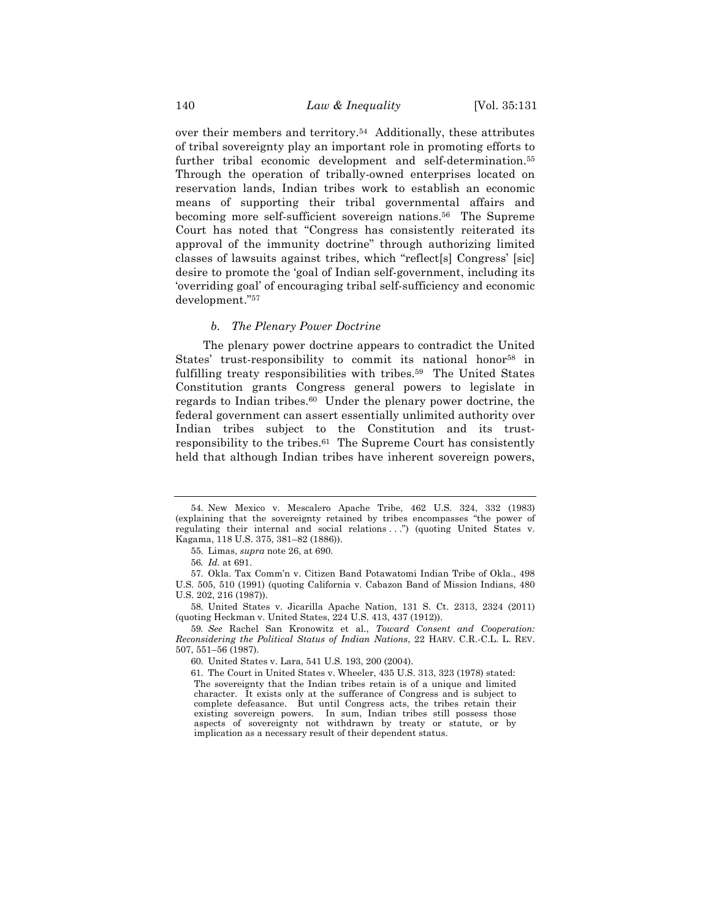over their members and territory.[54] Additionally, these attributes of tribal sovereignty play an important role in promoting efforts to further tribal economic development and self-determination.[55] Through the operation of tribally-owned enterprises located on reservation lands, Indian tribes work to establish an economic means of supporting their tribal governmental affairs and becoming more self-sufficient sovereign nations.[56] The Supreme Court has noted that "Congress has consistently reiterated its approval of the immunity doctrine" through authorizing limited classes of lawsuits against tribes, which "reflect[s] Congress' [sic] desire to promote the 'goal of Indian self-government, including its 'overriding goal' of encouraging tribal self-sufficiency and economic development."[57]

### *b. The Plenary Power Doctrine*

The plenary power doctrine appears to contradict the United States' trust-responsibility to commit its national honor[58] in fulfilling treaty responsibilities with tribes.[59] The United States Constitution grants Congress general powers to legislate in regards to Indian tribes.[60] Under the plenary power doctrine, the federal government can assert essentially unlimited authority over Indian tribes subject to the Constitution and its trust-responsibility to the tribes.[61] The Supreme Court has consistently held that although Indian tribes have inherent sovereign powers,

---

54. New Mexico v. Mescalero Apache Tribe, 462 U.S. 324, 332 (1983) (explaining that the sovereignty retained by tribes encompasses "the power of regulating their internal and social relations . . .") (quoting United States v. Kagama, 118 U.S. 375, 381–82 (1886)).

55. Limas, *supra* note 26, at 690.

56. *Id.* at 691.

57. Okla. Tax Comm'n v. Citizen Band Potawatomi Indian Tribe of Okla., 498 U.S. 505, 510 (1991) (quoting California v. Cabazon Band of Mission Indians, 480 U.S. 202, 216 (1987)).

58. United States v. Jicarilla Apache Nation, 131 S. Ct. 2313, 2324 (2011) (quoting Heckman v. United States, 224 U.S. 413, 437 (1912)).

59. *See* Rachel San Kronowitz et al., *Toward Consent and Cooperation: Reconsidering the Political Status of Indian Nations*, 22 HARV. C.R.-C.L. L. REV. 507, 551–56 (1987).

60. United States v. Lara, 541 U.S. 193, 200 (2004).

61. The Court in United States v. Wheeler, 435 U.S. 313, 323 (1978) stated:

> The sovereignty that the Indian tribes retain is of a unique and limited character. It exists only at the sufferance of Congress and is subject to complete defeasance. But until Congress acts, the tribes retain their existing sovereign powers. In sum, Indian tribes still possess those aspects of sovereignty not withdrawn by treaty or statute, or by implication as a necessary result of their dependent status.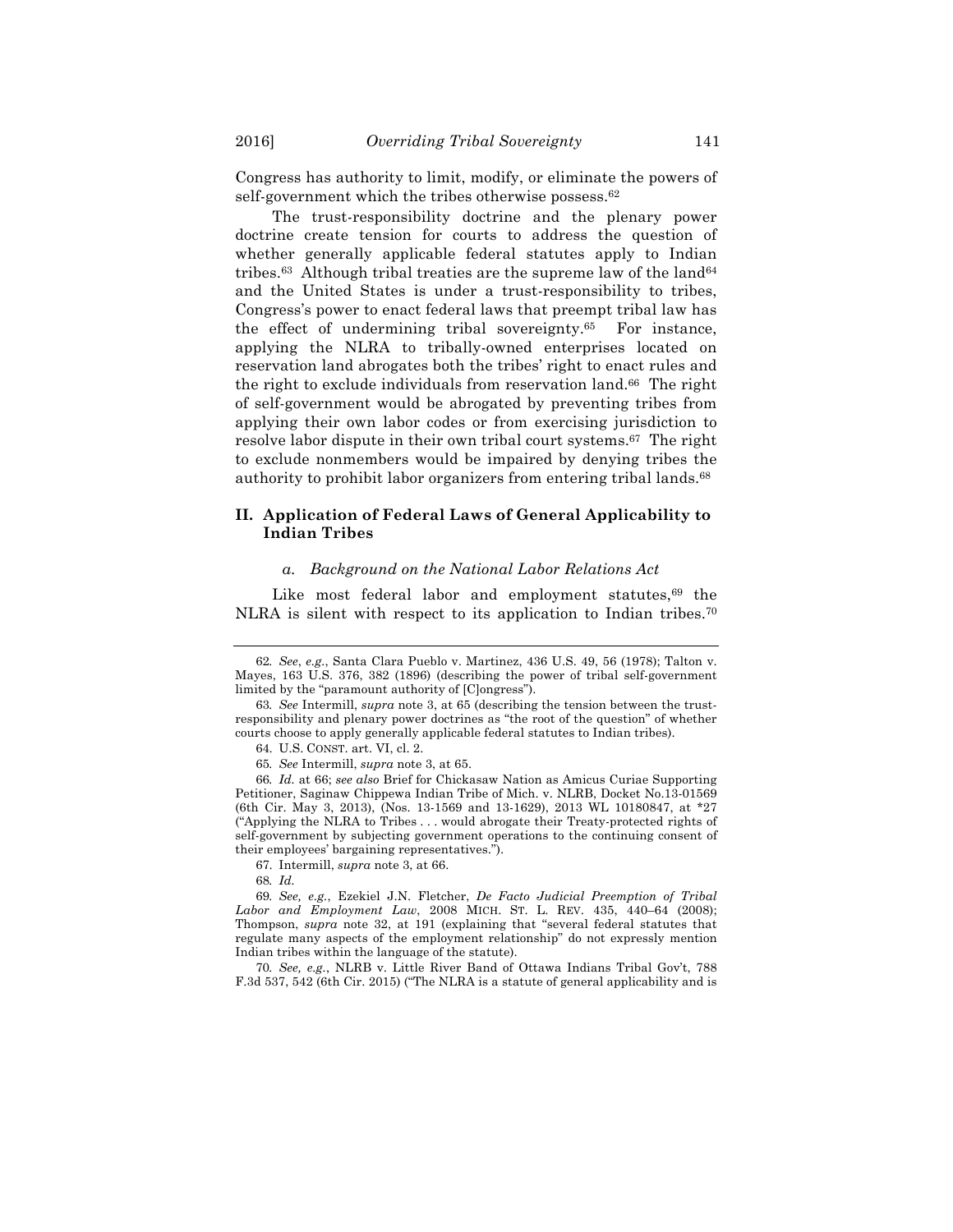Congress has authority to limit, modify, or eliminate the powers of self-government which the tribes otherwise possess.[62]

The trust-responsibility doctrine and the plenary power doctrine create tension for courts to address the question of whether generally applicable federal statutes apply to Indian tribes.[63] Although tribal treaties are the supreme law of the land[64] and the United States is under a trust-responsibility to tribes, Congress's power to enact federal laws that preempt tribal law has the effect of undermining tribal sovereignty.[65] For instance, applying the NLRA to tribally-owned enterprises located on reservation land abrogates both the tribes' right to enact rules and the right to exclude individuals from reservation land.[66] The right of self-government would be abrogated by preventing tribes from applying their own labor codes or from exercising jurisdiction to resolve labor dispute in their own tribal court systems.[67] The right to exclude nonmembers would be impaired by denying tribes the authority to prohibit labor organizers from entering tribal lands.[68]

## II. Application of Federal Laws of General Applicability to Indian Tribes

### *a. Background on the National Labor Relations Act*

Like most federal labor and employment statutes,[69] the NLRA is silent with respect to its application to Indian tribes.[70]

---

62. *See*, *e.g.*, Santa Clara Pueblo v. Martinez, 436 U.S. 49, 56 (1978); Talton v. Mayes, 163 U.S. 376, 382 (1896) (describing the power of tribal self-government limited by the "paramount authority of [C]ongress").

63. *See* Intermill, *supra* note 3, at 65 (describing the tension between the trust-responsibility and plenary power doctrines as "the root of the question" of whether courts choose to apply generally applicable federal statutes to Indian tribes).

64. U.S. CONST. art. VI, cl. 2.

65. *See* Intermill, *supra* note 3, at 65.

66. *Id.* at 66; *see also* Brief for Chickasaw Nation as Amicus Curiae Supporting Petitioner, Saginaw Chippewa Indian Tribe of Mich. v. NLRB, Docket No.13-01569 (6th Cir. May 3, 2013), (Nos. 13-1569 and 13-1629), 2013 WL 10180847, at *27 ("Applying the NLRA to Tribes . . . would abrogate their Treaty-protected rights of self-government by subjecting government operations to the continuing consent of their employees' bargaining representatives.").

67. Intermill, *supra* note 3, at 66.

68. *Id.*

69. *See, e.g.*, Ezekiel J.N. Fletcher, *De Facto Judicial Preemption of Tribal Labor and Employment Law*, 2008 MICH. ST. L. REV. 435, 440–64 (2008); Thompson, *supra* note 32, at 191 (explaining that "several federal statutes that regulate many aspects of the employment relationship" do not expressly mention Indian tribes within the language of the statute).

70. *See, e.g.*, NLRB v. Little River Band of Ottawa Indians Tribal Gov't, 788 F.3d 537, 542 (6th Cir. 2015) ("The NLRA is a statute of general applicability and is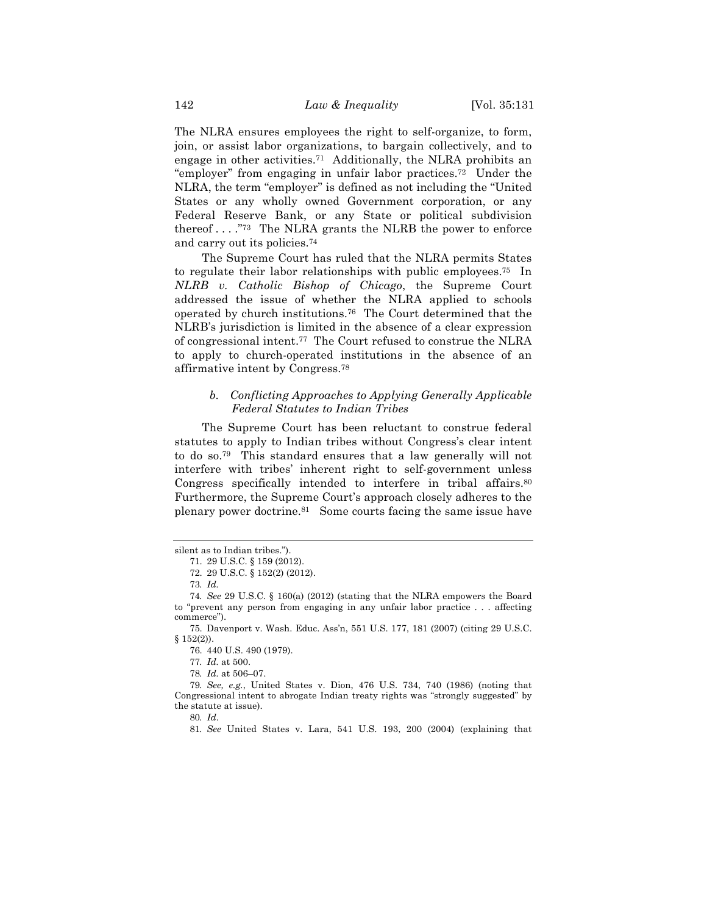The NLRA ensures employees the right to self-organize, to form, join, or assist labor organizations, to bargain collectively, and to engage in other activities.[71] Additionally, the NLRA prohibits an "employer" from engaging in unfair labor practices.[72] Under the NLRA, the term "employer" is defined as not including the "United States or any wholly owned Government corporation, or any Federal Reserve Bank, or any State or political subdivision thereof . . . ."[73] The NLRA grants the NLRB the power to enforce and carry out its policies.[74]

The Supreme Court has ruled that the NLRA permits States to regulate their labor relationships with public employees.[75] In *NLRB v. Catholic Bishop of Chicago*, the Supreme Court addressed the issue of whether the NLRA applied to schools operated by church institutions.[76] The Court determined that the NLRB's jurisdiction is limited in the absence of a clear expression of congressional intent.[77] The Court refused to construe the NLRA to apply to church-operated institutions in the absence of an affirmative intent by Congress.[78]

#### b. *Conflicting Approaches to Applying Generally Applicable Federal Statutes to Indian Tribes*

The Supreme Court has been reluctant to construe federal statutes to apply to Indian tribes without Congress's clear intent to do so.[79] This standard ensures that a law generally will not interfere with tribes' inherent right to self-government unless Congress specifically intended to interfere in tribal affairs.[80] Furthermore, the Supreme Court's approach closely adheres to the plenary power doctrine.[81] Some courts facing the same issue have

---

silent as to Indian tribes.").

71. 29 U.S.C. § 159 (2012).

72. 29 U.S.C. § 152(2) (2012).

73. *Id.*

74. *See* 29 U.S.C. § 160(a) (2012) (stating that the NLRA empowers the Board to "prevent any person from engaging in any unfair labor practice . . . affecting commerce").

75. Davenport v. Wash. Educ. Ass'n, 551 U.S. 177, 181 (2007) (citing 29 U.S.C. § 152(2)).

76. 440 U.S. 490 (1979).

77. *Id.* at 500.

78. *Id.* at 506–07.

79. *See, e.g.*, United States v. Dion, 476 U.S. 734, 740 (1986) (noting that Congressional intent to abrogate Indian treaty rights was "strongly suggested" by the statute at issue).

80. *Id*.

81. *See* United States v. Lara, 541 U.S. 193, 200 (2004) (explaining that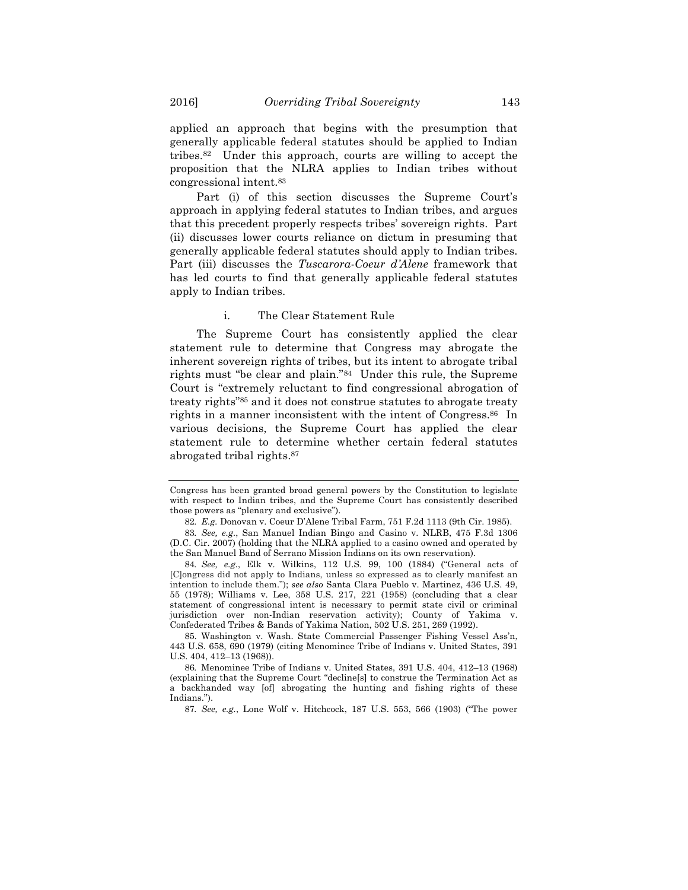applied an approach that begins with the presumption that generally applicable federal statutes should be applied to Indian tribes.[82] Under this approach, courts are willing to accept the proposition that the NLRA applies to Indian tribes without congressional intent.[83]

Part (i) of this section discusses the Supreme Court's approach in applying federal statutes to Indian tribes, and argues that this precedent properly respects tribes' sovereign rights. Part (ii) discusses lower courts reliance on dictum in presuming that generally applicable federal statutes should apply to Indian tribes. Part (iii) discusses the *Tuscarora-Coeur d'Alene* framework that has led courts to find that generally applicable federal statutes apply to Indian tribes.

### i. The Clear Statement Rule

The Supreme Court has consistently applied the clear statement rule to determine that Congress may abrogate the inherent sovereign rights of tribes, but its intent to abrogate tribal rights must "be clear and plain."[84] Under this rule, the Supreme Court is "extremely reluctant to find congressional abrogation of treaty rights"[85] and it does not construe statutes to abrogate treaty rights in a manner inconsistent with the intent of Congress.[86] In various decisions, the Supreme Court has applied the clear statement rule to determine whether certain federal statutes abrogated tribal rights.[87]

---

Congress has been granted broad general powers by the Constitution to legislate with respect to Indian tribes, and the Supreme Court has consistently described those powers as "plenary and exclusive").

82. *E.g.* Donovan v. Coeur D'Alene Tribal Farm, 751 F.2d 1113 (9th Cir. 1985).

83. *See, e.g.*, San Manuel Indian Bingo and Casino v. NLRB, 475 F.3d 1306 (D.C. Cir. 2007) (holding that the NLRA applied to a casino owned and operated by the San Manuel Band of Serrano Mission Indians on its own reservation).

84. *See, e.g.*, Elk v. Wilkins, 112 U.S. 99, 100 (1884) ("General acts of [C]ongress did not apply to Indians, unless so expressed as to clearly manifest an intention to include them."); *see also* Santa Clara Pueblo v. Martinez, 436 U.S. 49, 55 (1978); Williams v. Lee, 358 U.S. 217, 221 (1958) (concluding that a clear statement of congressional intent is necessary to permit state civil or criminal jurisdiction over non-Indian reservation activity); County of Yakima v. Confederated Tribes & Bands of Yakima Nation, 502 U.S. 251, 269 (1992).

85. Washington v. Wash. State Commercial Passenger Fishing Vessel Ass'n, 443 U.S. 658, 690 (1979) (citing Menominee Tribe of Indians v. United States, 391 U.S. 404, 412–13 (1968)).

86. Menominee Tribe of Indians v. United States, 391 U.S. 404, 412–13 (1968) (explaining that the Supreme Court "decline[s] to construe the Termination Act as a backhanded way [of] abrogating the hunting and fishing rights of these Indians.").

87. *See, e.g.*, Lone Wolf v. Hitchcock, 187 U.S. 553, 566 (1903) ("The power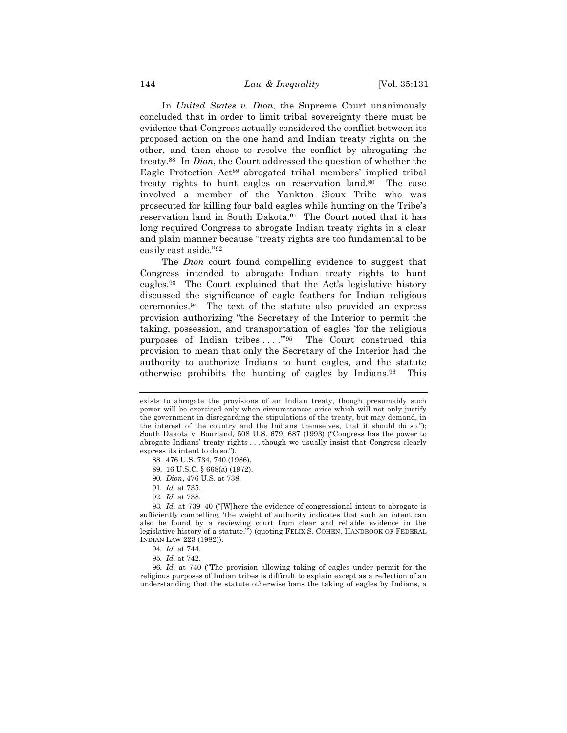In *United States v. Dion*, the Supreme Court unanimously concluded that in order to limit tribal sovereignty there must be evidence that Congress actually considered the conflict between its proposed action on the one hand and Indian treaty rights on the other, and then chose to resolve the conflict by abrogating the treaty.[88] In *Dion*, the Court addressed the question of whether the Eagle Protection Act[89] abrogated tribal members' implied tribal treaty rights to hunt eagles on reservation land.[90] The case involved a member of the Yankton Sioux Tribe who was prosecuted for killing four bald eagles while hunting on the Tribe's reservation land in South Dakota.[91] The Court noted that it has long required Congress to abrogate Indian treaty rights in a clear and plain manner because "treaty rights are too fundamental to be easily cast aside."[92]

The *Dion* court found compelling evidence to suggest that Congress intended to abrogate Indian treaty rights to hunt eagles.[93] The Court explained that the Act's legislative history discussed the significance of eagle feathers for Indian religious ceremonies.[94] The text of the statute also provided an express provision authorizing "the Secretary of the Interior to permit the taking, possession, and transportation of eagles 'for the religious purposes of Indian tribes . . . .'"[95] The Court construed this provision to mean that only the Secretary of the Interior had the authority to authorize Indians to hunt eagles, and the statute otherwise prohibits the hunting of eagles by Indians.[96] This

---

exists to abrogate the provisions of an Indian treaty, though presumably such power will be exercised only when circumstances arise which will not only justify the government in disregarding the stipulations of the treaty, but may demand, in the interest of the country and the Indians themselves, that it should do so."); South Dakota v. Bourland, 508 U.S. 679, 687 (1993) ("Congress has the power to abrogate Indians' treaty rights . . . though we usually insist that Congress clearly express its intent to do so.").

88. 476 U.S. 734, 740 (1986).

89. 16 U.S.C. § 668(a) (1972).

90. *Dion*, 476 U.S. at 738.

91. *Id.* at 735.

92. *Id.* at 738.

93. *Id.* at 739–40 ("[W]here the evidence of congressional intent to abrogate is sufficiently compelling, 'the weight of authority indicates that such an intent can also be found by a reviewing court from clear and reliable evidence in the legislative history of a statute.'") (quoting FELIX S. COHEN, HANDBOOK OF FEDERAL INDIAN LAW 223 (1982)).

94. *Id.* at 744.

95. *Id.* at 742.

96. *Id.* at 740 ("The provision allowing taking of eagles under permit for the religious purposes of Indian tribes is difficult to explain except as a reflection of an understanding that the statute otherwise bans the taking of eagles by Indians, a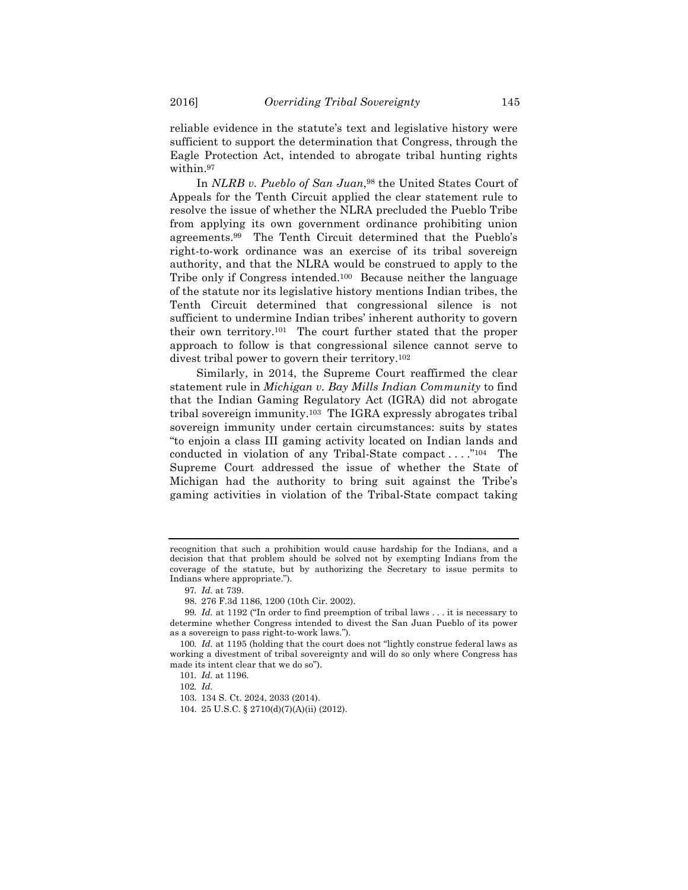reliable evidence in the statute's text and legislative history were sufficient to support the determination that Congress, through the Eagle Protection Act, intended to abrogate tribal hunting rights within.[97]

In *NLRB v. Pueblo of San Juan*,[98] the United States Court of Appeals for the Tenth Circuit applied the clear statement rule to resolve the issue of whether the NLRA precluded the Pueblo Tribe from applying its own government ordinance prohibiting union agreements.[99] The Tenth Circuit determined that the Pueblo's right-to-work ordinance was an exercise of its tribal sovereign authority, and that the NLRA would be construed to apply to the Tribe only if Congress intended.[100] Because neither the language of the statute nor its legislative history mentions Indian tribes, the Tenth Circuit determined that congressional silence is not sufficient to undermine Indian tribes' inherent authority to govern their own territory.[101] The court further stated that the proper approach to follow is that congressional silence cannot serve to divest tribal power to govern their territory.[102]

Similarly, in 2014, the Supreme Court reaffirmed the clear statement rule in *Michigan v. Bay Mills Indian Community* to find that the Indian Gaming Regulatory Act (IGRA) did not abrogate tribal sovereign immunity.[103] The IGRA expressly abrogates tribal sovereign immunity under certain circumstances: suits by states "to enjoin a class III gaming activity located on Indian lands and conducted in violation of any Tribal-State compact . . . ."[104] The Supreme Court addressed the issue of whether the State of Michigan had the authority to bring suit against the Tribe's gaming activities in violation of the Tribal-State compact taking

---

recognition that such a prohibition would cause hardship for the Indians, and a decision that that problem should be solved not by exempting Indians from the coverage of the statute, but by authorizing the Secretary to issue permits to Indians where appropriate.").

97. *Id.* at 739.

98. 276 F.3d 1186, 1200 (10th Cir. 2002).

99. *Id.* at 1192 ("In order to find preemption of tribal laws . . . it is necessary to determine whether Congress intended to divest the San Juan Pueblo of its power as a sovereign to pass right-to-work laws.").

100. *Id.* at 1195 (holding that the court does not "lightly construe federal laws as working a divestment of tribal sovereignty and will do so only where Congress has made its intent clear that we do so").

101. *Id.* at 1196.

102. *Id.*

103. 134 S. Ct. 2024, 2033 (2014).

104. 25 U.S.C. § 2710(d)(7)(A)(ii) (2012).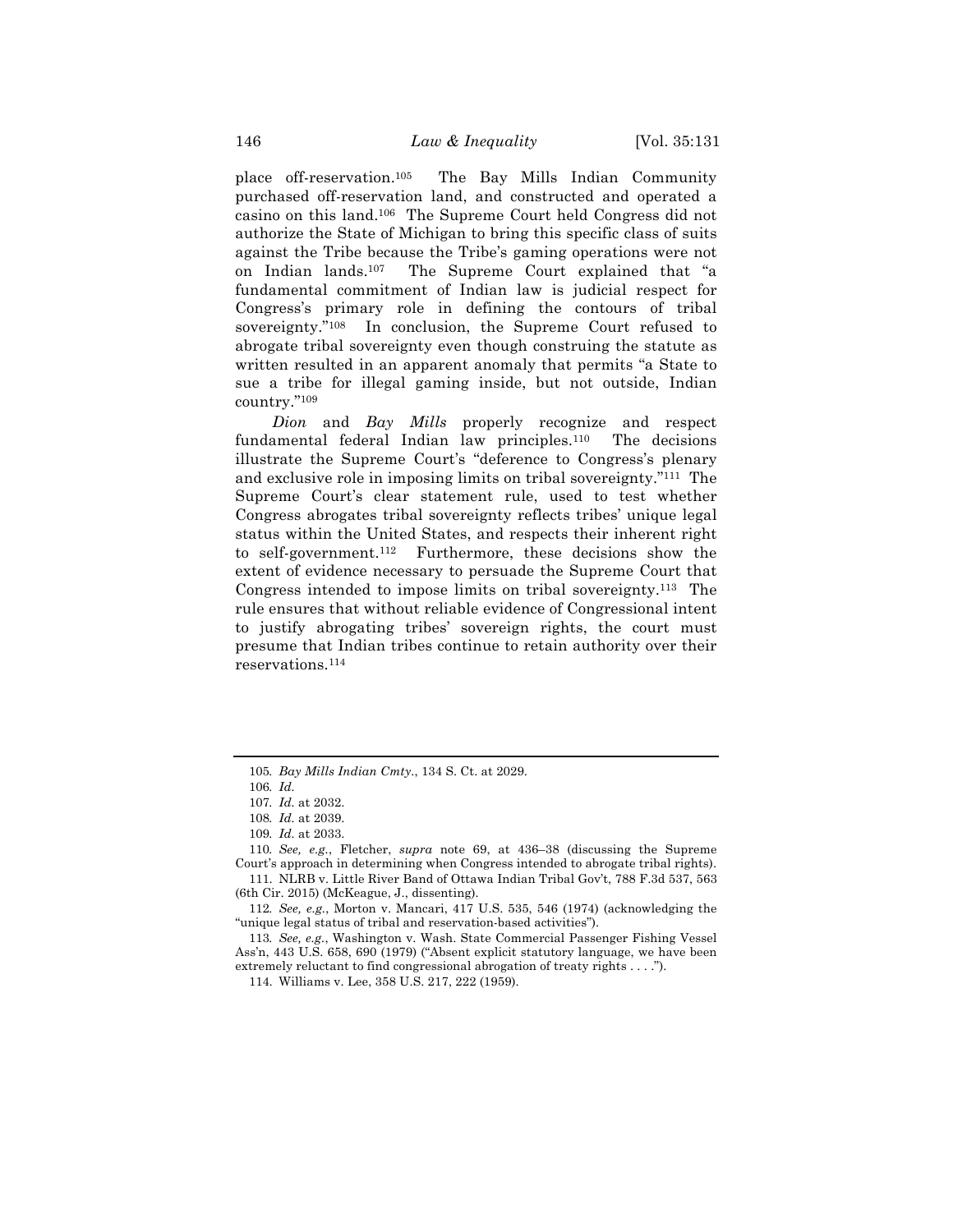place off-reservation.[105] The Bay Mills Indian Community purchased off-reservation land, and constructed and operated a casino on this land.[106] The Supreme Court held Congress did not authorize the State of Michigan to bring this specific class of suits against the Tribe because the Tribe's gaming operations were not on Indian lands.[107] The Supreme Court explained that "a fundamental commitment of Indian law is judicial respect for Congress's primary role in defining the contours of tribal sovereignty."[108] In conclusion, the Supreme Court refused to abrogate tribal sovereignty even though construing the statute as written resulted in an apparent anomaly that permits "a State to sue a tribe for illegal gaming inside, but not outside, Indian country."[109]

*Dion* and *Bay Mills* properly recognize and respect fundamental federal Indian law principles.[110] The decisions illustrate the Supreme Court's "deference to Congress's plenary and exclusive role in imposing limits on tribal sovereignty."[111] The Supreme Court's clear statement rule, used to test whether Congress abrogates tribal sovereignty reflects tribes' unique legal status within the United States, and respects their inherent right to self-government.[112] Furthermore, these decisions show the extent of evidence necessary to persuade the Supreme Court that Congress intended to impose limits on tribal sovereignty.[113] The rule ensures that without reliable evidence of Congressional intent to justify abrogating tribes' sovereign rights, the court must presume that Indian tribes continue to retain authority over their reservations.[114]

---

105. *Bay Mills Indian Cmty.*, 134 S. Ct. at 2029.

106. *Id.*

107. *Id.* at 2032.

108. *Id.* at 2039.

109. *Id.* at 2033.

110. *See, e.g.*, Fletcher, *supra* note 69, at 436–38 (discussing the Supreme Court's approach in determining when Congress intended to abrogate tribal rights).

111. NLRB v. Little River Band of Ottawa Indian Tribal Gov't, 788 F.3d 537, 563 (6th Cir. 2015) (McKeague, J., dissenting).

112. *See, e.g.*, Morton v. Mancari, 417 U.S. 535, 546 (1974) (acknowledging the "unique legal status of tribal and reservation-based activities").

113. *See, e.g.*, Washington v. Wash. State Commercial Passenger Fishing Vessel Ass'n, 443 U.S. 658, 690 (1979) ("Absent explicit statutory language, we have been extremely reluctant to find congressional abrogation of treaty rights . . . .").

114. Williams v. Lee, 358 U.S. 217, 222 (1959).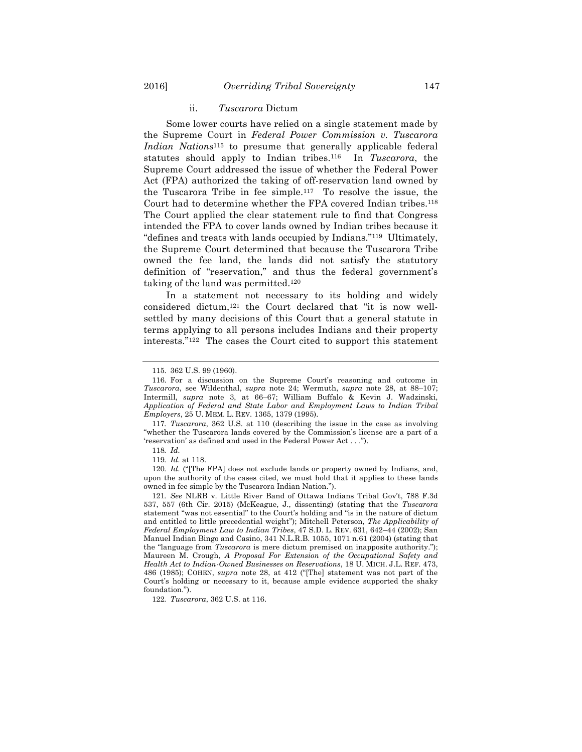### ii. *Tuscarora* Dictum

Some lower courts have relied on a single statement made by the Supreme Court in *Federal Power Commission v. Tuscarora Indian Nations*[115] to presume that generally applicable federal statutes should apply to Indian tribes.[116] In *Tuscarora*, the Supreme Court addressed the issue of whether the Federal Power Act (FPA) authorized the taking of off-reservation land owned by the Tuscarora Tribe in fee simple.[117] To resolve the issue, the Court had to determine whether the FPA covered Indian tribes.[118] The Court applied the clear statement rule to find that Congress intended the FPA to cover lands owned by Indian tribes because it "defines and treats with lands occupied by Indians."[119] Ultimately, the Supreme Court determined that because the Tuscarora Tribe owned the fee land, the lands did not satisfy the statutory definition of "reservation," and thus the federal government's taking of the land was permitted.[120]

In a statement not necessary to its holding and widely considered dictum,[121] the Court declared that "it is now well-settled by many decisions of this Court that a general statute in terms applying to all persons includes Indians and their property interests."[122] The cases the Court cited to support this statement

---

115. 362 U.S. 99 (1960).

116. For a discussion on the Supreme Court's reasoning and outcome in *Tuscarora*, see Wildenthal, *supra* note 24; Wermuth, *supra* note 28, at 88–107; Intermill, *supra* note 3, at 66–67; William Buffalo & Kevin J. Wadzinski, *Application of Federal and State Labor and Employment Laws to Indian Tribal Employers*, 25 U. MEM. L. REV. 1365, 1379 (1995).

117. *Tuscarora*, 362 U.S. at 110 (describing the issue in the case as involving "whether the Tuscarora lands covered by the Commission's license are a part of a 'reservation' as defined and used in the Federal Power Act . . .").

118. *Id.*

119. *Id.* at 118.

120. *Id.* ("[The FPA] does not exclude lands or property owned by Indians, and, upon the authority of the cases cited, we must hold that it applies to these lands owned in fee simple by the Tuscarora Indian Nation.").

121. *See* NLRB v. Little River Band of Ottawa Indians Tribal Gov't, 788 F.3d 537, 557 (6th Cir. 2015) (McKeague, J., dissenting) (stating that the *Tuscarora* statement "was not essential" to the Court's holding and "is in the nature of dictum and entitled to little precedential weight"); Mitchell Peterson, *The Applicability of Federal Employment Law to Indian Tribes*, 47 S.D. L. REV. 631, 642–44 (2002); San Manuel Indian Bingo and Casino, 341 N.L.R.B. 1055, 1071 n.61 (2004) (stating that the "language from *Tuscarora* is mere dictum premised on inapposite authority."); Maureen M. Crough, *A Proposal For Extension of the Occupational Safety and Health Act to Indian-Owned Businesses on Reservations*, 18 U. MICH. J.L. REF. 473, 486 (1985); COHEN, *supra* note 28, at 412 ("[The] statement was not part of the Court's holding or necessary to it, because ample evidence supported the shaky foundation.").

122. *Tuscarora*, 362 U.S. at 116.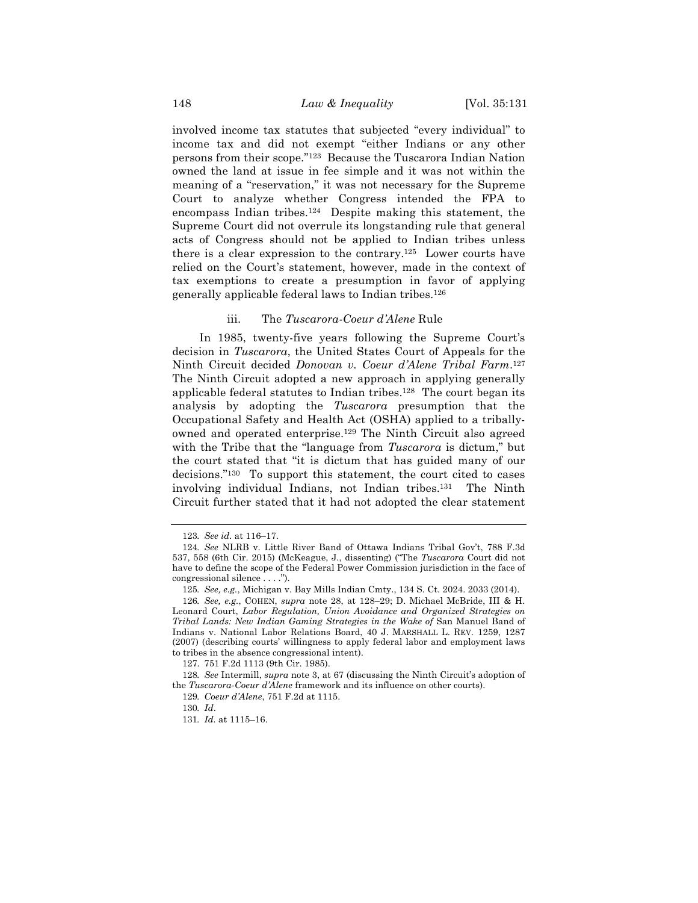involved income tax statutes that subjected "every individual" to income tax and did not exempt "either Indians or any other persons from their scope."[123] Because the Tuscarora Indian Nation owned the land at issue in fee simple and it was not within the meaning of a "reservation," it was not necessary for the Supreme Court to analyze whether Congress intended the FPA to encompass Indian tribes.[124] Despite making this statement, the Supreme Court did not overrule its longstanding rule that general acts of Congress should not be applied to Indian tribes unless there is a clear expression to the contrary.[125] Lower courts have relied on the Court's statement, however, made in the context of tax exemptions to create a presumption in favor of applying generally applicable federal laws to Indian tribes.[126]

#### iii. The *Tuscarora-Coeur d'Alene* Rule

In 1985, twenty-five years following the Supreme Court's decision in *Tuscarora*, the United States Court of Appeals for the Ninth Circuit decided *Donovan v. Coeur d'Alene Tribal Farm*.[127] The Ninth Circuit adopted a new approach in applying generally applicable federal statutes to Indian tribes.[128] The court began its analysis by adopting the *Tuscarora* presumption that the Occupational Safety and Health Act (OSHA) applied to a tribally-owned and operated enterprise.[129] The Ninth Circuit also agreed with the Tribe that the "language from *Tuscarora* is dictum," but the court stated that "it is dictum that has guided many of our decisions."[130] To support this statement, the court cited to cases involving individual Indians, not Indian tribes.[131] The Ninth Circuit further stated that it had not adopted the clear statement

---

123. *See id.* at 116–17.

124. *See* NLRB v. Little River Band of Ottawa Indians Tribal Gov't, 788 F.3d 537, 558 (6th Cir. 2015) (McKeague, J., dissenting) ("The *Tuscarora* Court did not have to define the scope of the Federal Power Commission jurisdiction in the face of congressional silence . . . .").

125. *See, e.g.*, Michigan v. Bay Mills Indian Cmty., 134 S. Ct. 2024. 2033 (2014).

126. *See, e.g.*, COHEN, *supra* note 28, at 128–29; D. Michael McBride, III & H. Leonard Court, *Labor Regulation, Union Avoidance and Organized Strategies on Tribal Lands: New Indian Gaming Strategies in the Wake of* San Manuel Band of Indians v. National Labor Relations Board, 40 J. MARSHALL L. REV. 1259, 1287 (2007) (describing courts' willingness to apply federal labor and employment laws to tribes in the absence congressional intent).

127. 751 F.2d 1113 (9th Cir. 1985).

128. *See* Intermill, *supra* note 3, at 67 (discussing the Ninth Circuit's adoption of the *Tuscarora-Coeur d'Alene* framework and its influence on other courts).

129. *Coeur d'Alene*, 751 F.2d at 1115.

130. *Id*.

131. *Id.* at 1115–16.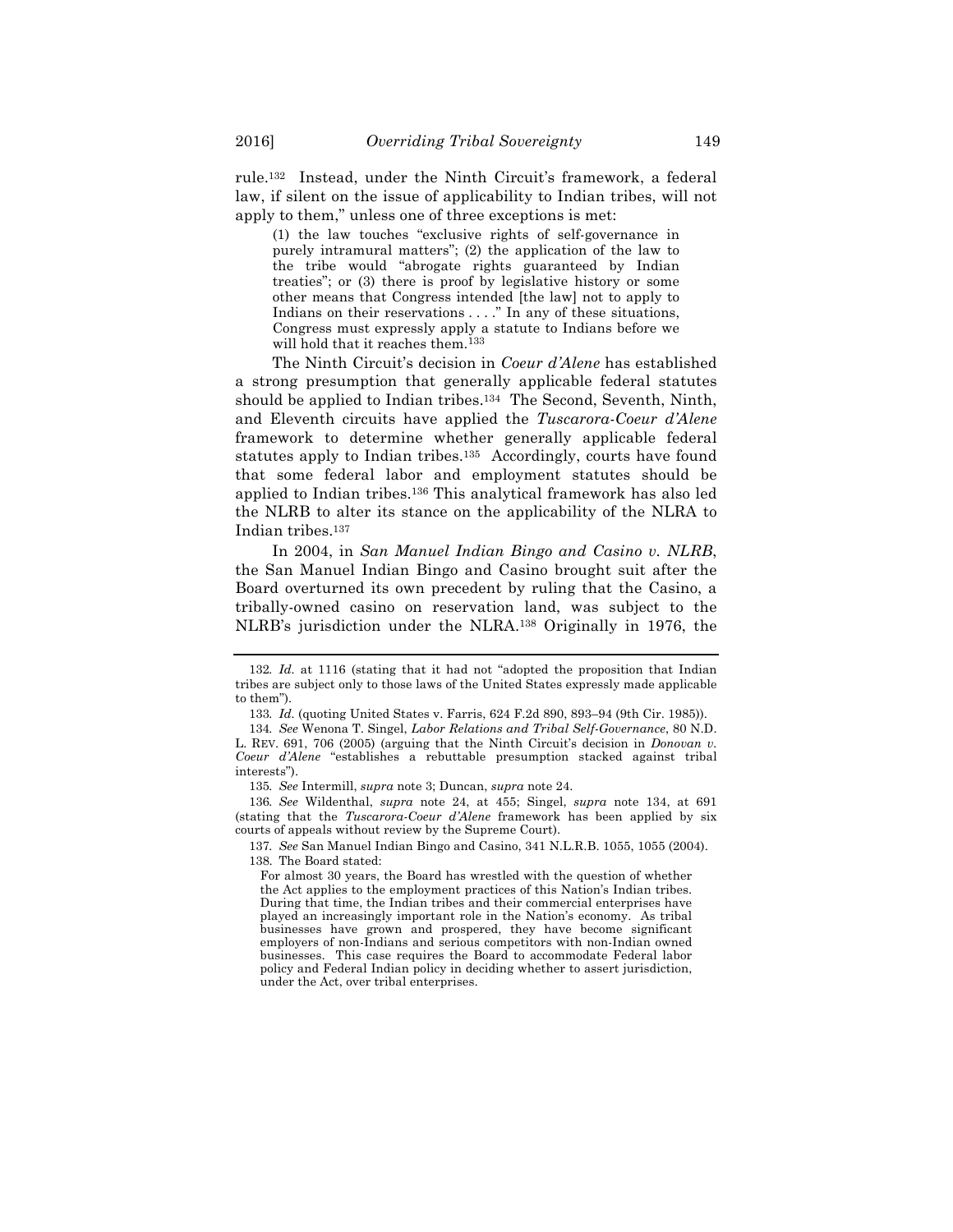rule.[132] Instead, under the Ninth Circuit's framework, a federal law, if silent on the issue of applicability to Indian tribes, will not apply to them," unless one of three exceptions is met:

> (1) the law touches "exclusive rights of self-governance in purely intramural matters"; (2) the application of the law to the tribe would "abrogate rights guaranteed by Indian treaties"; or (3) there is proof by legislative history or some other means that Congress intended [the law] not to apply to Indians on their reservations . . . ." In any of these situations, Congress must expressly apply a statute to Indians before we will hold that it reaches them.[133]

The Ninth Circuit's decision in *Coeur d'Alene* has established a strong presumption that generally applicable federal statutes should be applied to Indian tribes.[134] The Second, Seventh, Ninth, and Eleventh circuits have applied the *Tuscarora-Coeur d'Alene* framework to determine whether generally applicable federal statutes apply to Indian tribes.[135] Accordingly, courts have found that some federal labor and employment statutes should be applied to Indian tribes.[136] This analytical framework has also led the NLRB to alter its stance on the applicability of the NLRA to Indian tribes.[137]

In 2004, in *San Manuel Indian Bingo and Casino v. NLRB*, the San Manuel Indian Bingo and Casino brought suit after the Board overturned its own precedent by ruling that the Casino, a tribally-owned casino on reservation land, was subject to the NLRB's jurisdiction under the NLRA.[138] Originally in 1976, the

---

132. *Id.* at 1116 (stating that it had not "adopted the proposition that Indian tribes are subject only to those laws of the United States expressly made applicable to them").

133. *Id.* (quoting United States v. Farris, 624 F.2d 890, 893–94 (9th Cir. 1985)).

134. *See* Wenona T. Singel, *Labor Relations and Tribal Self-Governance*, 80 N.D. L. REV. 691, 706 (2005) (arguing that the Ninth Circuit's decision in *Donovan v. Coeur d'Alene* "establishes a rebuttable presumption stacked against tribal interests").

135. *See* Intermill, *supra* note 3; Duncan, *supra* note 24.

136. *See* Wildenthal, *supra* note 24, at 455; Singel, *supra* note 134, at 691 (stating that the *Tuscarora-Coeur d'Alene* framework has been applied by six courts of appeals without review by the Supreme Court).

137. *See* San Manuel Indian Bingo and Casino, 341 N.L.R.B. 1055, 1055 (2004).

138. The Board stated:

> For almost 30 years, the Board has wrestled with the question of whether the Act applies to the employment practices of this Nation's Indian tribes. During that time, the Indian tribes and their commercial enterprises have played an increasingly important role in the Nation's economy. As tribal businesses have grown and prospered, they have become significant employers of non-Indians and serious competitors with non-Indian owned businesses. This case requires the Board to accommodate Federal labor policy and Federal Indian policy in deciding whether to assert jurisdiction, under the Act, over tribal enterprises.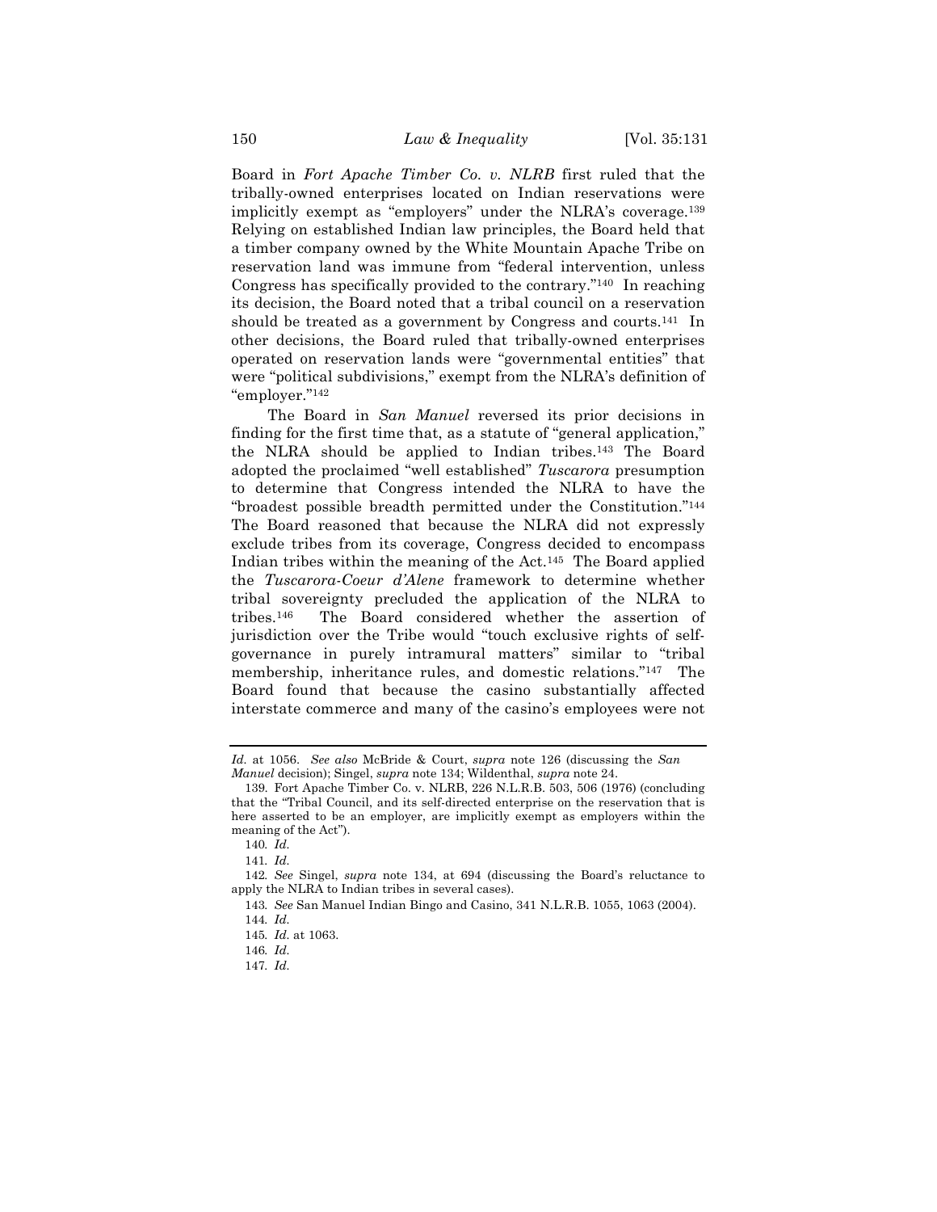Board in *Fort Apache Timber Co. v. NLRB* first ruled that the tribally-owned enterprises located on Indian reservations were implicitly exempt as "employers" under the NLRA's coverage.[139] Relying on established Indian law principles, the Board held that a timber company owned by the White Mountain Apache Tribe on reservation land was immune from "federal intervention, unless Congress has specifically provided to the contrary."[140] In reaching its decision, the Board noted that a tribal council on a reservation should be treated as a government by Congress and courts.[141] In other decisions, the Board ruled that tribally-owned enterprises operated on reservation lands were "governmental entities" that were "political subdivisions," exempt from the NLRA's definition of "employer."[142]

The Board in *San Manuel* reversed its prior decisions in finding for the first time that, as a statute of "general application," the NLRA should be applied to Indian tribes.[143] The Board adopted the proclaimed "well established" *Tuscarora* presumption to determine that Congress intended the NLRA to have the "broadest possible breadth permitted under the Constitution."[144] The Board reasoned that because the NLRA did not expressly exclude tribes from its coverage, Congress decided to encompass Indian tribes within the meaning of the Act.[145] The Board applied the *Tuscarora-Coeur d'Alene* framework to determine whether tribal sovereignty precluded the application of the NLRA to tribes.[146] The Board considered whether the assertion of jurisdiction over the Tribe would "touch exclusive rights of self-governance in purely intramural matters" similar to "tribal membership, inheritance rules, and domestic relations."[147] The Board found that because the casino substantially affected interstate commerce and many of the casino's employees were not

---

*Id.* at 1056. *See also* McBride & Court, *supra* note 126 (discussing the *San Manuel* decision); Singel, *supra* note 134; Wildenthal, *supra* note 24.

139. Fort Apache Timber Co. v. NLRB, 226 N.L.R.B. 503, 506 (1976) (concluding that the "Tribal Council, and its self-directed enterprise on the reservation that is here asserted to be an employer, are implicitly exempt as employers within the meaning of the Act").

140. *Id.*

141. *Id.*

142. *See* Singel, *supra* note 134, at 694 (discussing the Board's reluctance to apply the NLRA to Indian tribes in several cases).

143. *See* San Manuel Indian Bingo and Casino, 341 N.L.R.B. 1055, 1063 (2004).

144. *Id.*

145. *Id.* at 1063.

146. *Id.*

147. *Id.*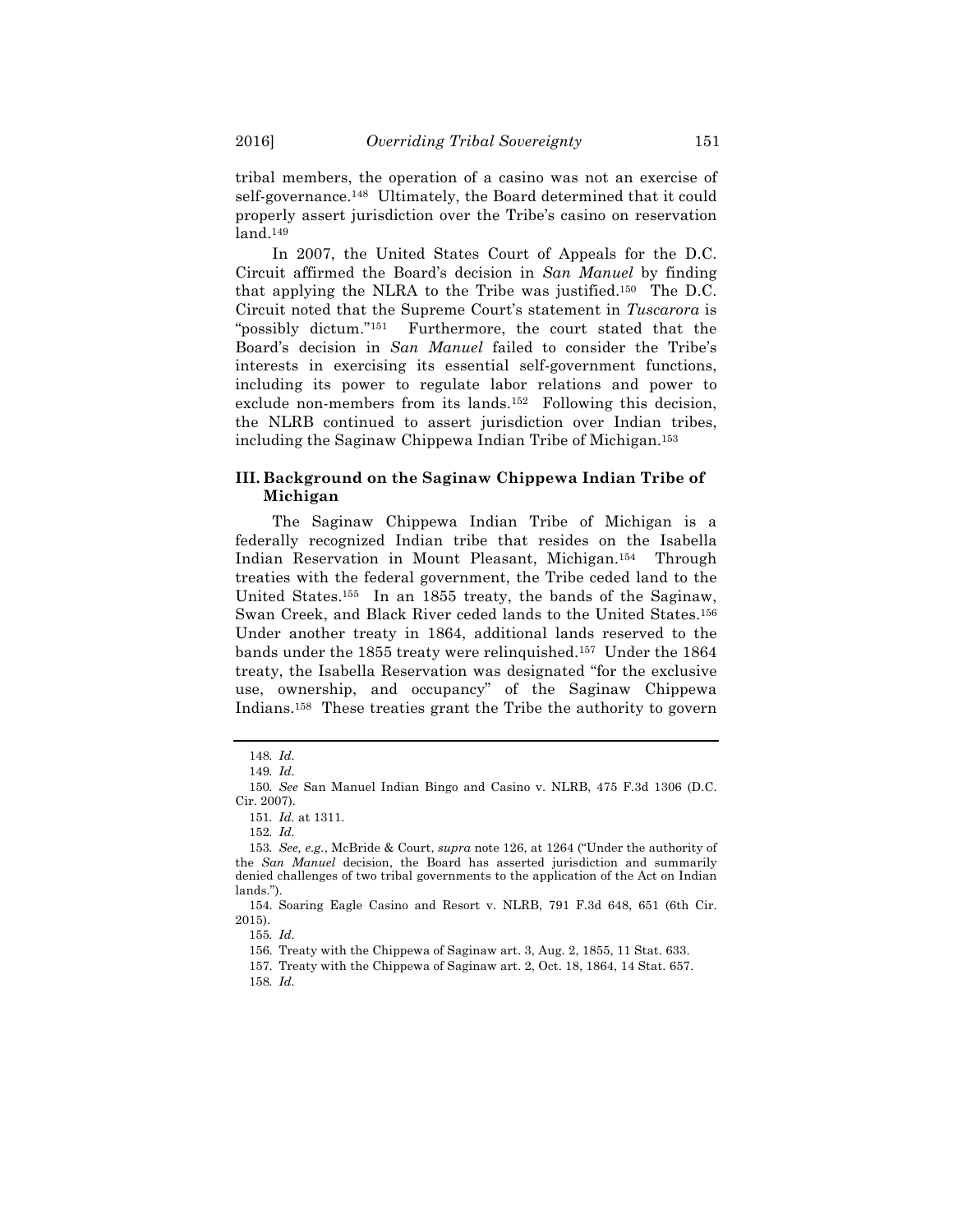tribal members, the operation of a casino was not an exercise of self-governance.[148] Ultimately, the Board determined that it could properly assert jurisdiction over the Tribe's casino on reservation land.[149]

In 2007, the United States Court of Appeals for the D.C. Circuit affirmed the Board's decision in *San Manuel* by finding that applying the NLRA to the Tribe was justified.[150] The D.C. Circuit noted that the Supreme Court's statement in *Tuscarora* is "possibly dictum."[151] Furthermore, the court stated that the Board's decision in *San Manuel* failed to consider the Tribe's interests in exercising its essential self-government functions, including its power to regulate labor relations and power to exclude non-members from its lands.[152] Following this decision, the NLRB continued to assert jurisdiction over Indian tribes, including the Saginaw Chippewa Indian Tribe of Michigan.[153]

## III. Background on the Saginaw Chippewa Indian Tribe of Michigan

The Saginaw Chippewa Indian Tribe of Michigan is a federally recognized Indian tribe that resides on the Isabella Indian Reservation in Mount Pleasant, Michigan.[154] Through treaties with the federal government, the Tribe ceded land to the United States.[155] In an 1855 treaty, the bands of the Saginaw, Swan Creek, and Black River ceded lands to the United States.[156] Under another treaty in 1864, additional lands reserved to the bands under the 1855 treaty were relinquished.[157] Under the 1864 treaty, the Isabella Reservation was designated "for the exclusive use, ownership, and occupancy" of the Saginaw Chippewa Indians.[158] These treaties grant the Tribe the authority to govern

---

148. *Id.*

149. *Id.*

150. *See* San Manuel Indian Bingo and Casino v. NLRB, 475 F.3d 1306 (D.C. Cir. 2007).

151. *Id.* at 1311.

152. *Id.*

153. *See, e.g.*, McBride & Court, *supra* note 126, at 1264 ("Under the authority of the *San Manuel* decision, the Board has asserted jurisdiction and summarily denied challenges of two tribal governments to the application of the Act on Indian lands.").

154. Soaring Eagle Casino and Resort v. NLRB, 791 F.3d 648, 651 (6th Cir. 2015).

155. *Id.*

156. Treaty with the Chippewa of Saginaw art. 3, Aug. 2, 1855, 11 Stat. 633.

157. Treaty with the Chippewa of Saginaw art. 2, Oct. 18, 1864, 14 Stat. 657.

158. *Id.*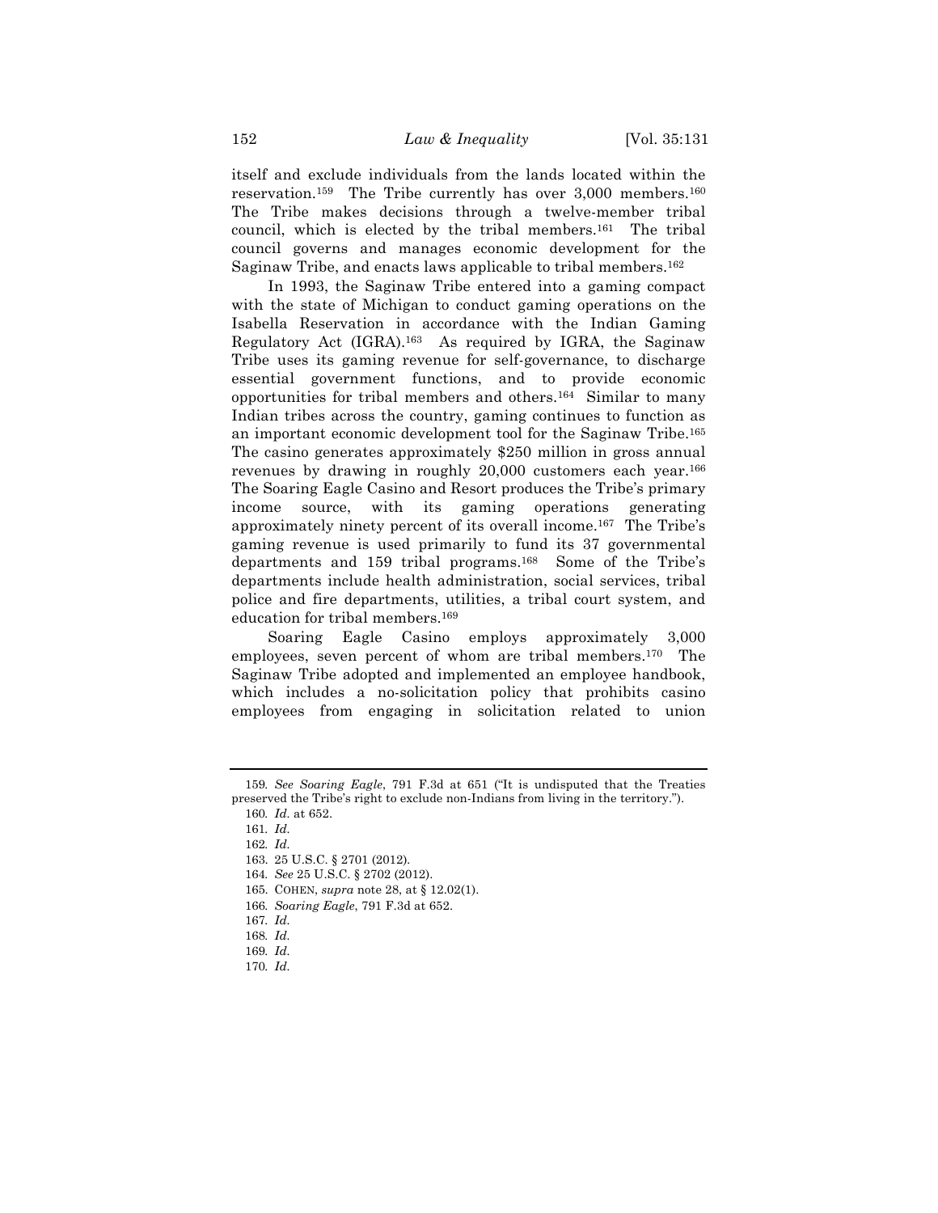itself and exclude individuals from the lands located within the reservation.[159] The Tribe currently has over 3,000 members.[160] The Tribe makes decisions through a twelve-member tribal council, which is elected by the tribal members.[161] The tribal council governs and manages economic development for the Saginaw Tribe, and enacts laws applicable to tribal members.[162]

In 1993, the Saginaw Tribe entered into a gaming compact with the state of Michigan to conduct gaming operations on the Isabella Reservation in accordance with the Indian Gaming Regulatory Act (IGRA).[163] As required by IGRA, the Saginaw Tribe uses its gaming revenue for self-governance, to discharge essential government functions, and to provide economic opportunities for tribal members and others.[164] Similar to many Indian tribes across the country, gaming continues to function as an important economic development tool for the Saginaw Tribe.[165] The casino generates approximately $250 million in gross annual revenues by drawing in roughly 20,000 customers each year.[166] The Soaring Eagle Casino and Resort produces the Tribe's primary income source, with its gaming operations generating approximately ninety percent of its overall income.[167] The Tribe's gaming revenue is used primarily to fund its 37 governmental departments and 159 tribal programs.[168] Some of the Tribe's departments include health administration, social services, tribal police and fire departments, utilities, a tribal court system, and education for tribal members.[169]

Soaring Eagle Casino employs approximately 3,000 employees, seven percent of whom are tribal members.[170] The Saginaw Tribe adopted and implemented an employee handbook, which includes a no-solicitation policy that prohibits casino employees from engaging in solicitation related to union

---

159. *See Soaring Eagle*, 791 F.3d at 651 ("It is undisputed that the Treaties preserved the Tribe's right to exclude non-Indians from living in the territory.").

160. *Id.* at 652.

161. *Id.*

162. *Id.*

163. 25 U.S.C. § 2701 (2012).

164. *See* 25 U.S.C. § 2702 (2012).

165. COHEN, *supra* note 28, at § 12.02(1).

166. *Soaring Eagle*, 791 F.3d at 652.

167. *Id.*

168. *Id.*

169. *Id.*

170. *Id.*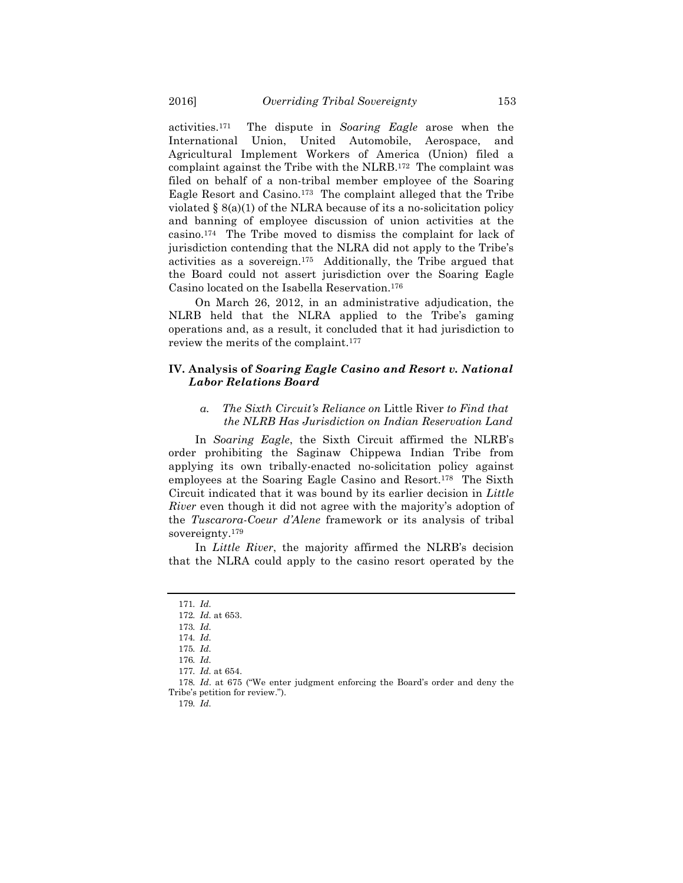activities.[171] The dispute in *Soaring Eagle* arose when the International Union, United Automobile, Aerospace, and Agricultural Implement Workers of America (Union) filed a complaint against the Tribe with the NLRB.[172] The complaint was filed on behalf of a non-tribal member employee of the Soaring Eagle Resort and Casino.[173] The complaint alleged that the Tribe violated § 8(a)(1) of the NLRA because of its a no-solicitation policy and banning of employee discussion of union activities at the casino.[174] The Tribe moved to dismiss the complaint for lack of jurisdiction contending that the NLRA did not apply to the Tribe's activities as a sovereign.[175] Additionally, the Tribe argued that the Board could not assert jurisdiction over the Soaring Eagle Casino located on the Isabella Reservation.[176]

On March 26, 2012, in an administrative adjudication, the NLRB held that the NLRA applied to the Tribe's gaming operations and, as a result, it concluded that it had jurisdiction to review the merits of the complaint.[177]

## IV. Analysis of *Soaring Eagle Casino and Resort v. National Labor Relations Board*

### a. *The Sixth Circuit's Reliance on* Little River *to Find that the NLRB Has Jurisdiction on Indian Reservation Land*

In *Soaring Eagle*, the Sixth Circuit affirmed the NLRB's order prohibiting the Saginaw Chippewa Indian Tribe from applying its own tribally-enacted no-solicitation policy against employees at the Soaring Eagle Casino and Resort.[178] The Sixth Circuit indicated that it was bound by its earlier decision in *Little River* even though it did not agree with the majority's adoption of the *Tuscarora-Coeur d'Alene* framework or its analysis of tribal sovereignty.[179]

In *Little River*, the majority affirmed the NLRB's decision that the NLRA could apply to the casino resort operated by the

---

171. *Id.*

172. *Id.* at 653.

173. *Id.*

174. *Id.*

175. *Id.*

176. *Id.*

177. *Id.* at 654.

178. *Id.* at 675 ("We enter judgment enforcing the Board's order and deny the Tribe's petition for review.").

179. *Id.*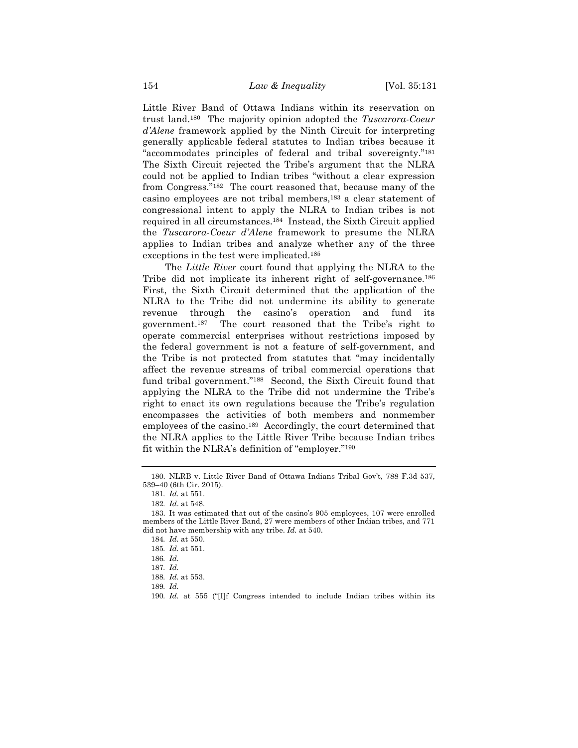Little River Band of Ottawa Indians within its reservation on trust land.[180] The majority opinion adopted the *Tuscarora-Coeur d'Alene* framework applied by the Ninth Circuit for interpreting generally applicable federal statutes to Indian tribes because it "accommodates principles of federal and tribal sovereignty."[181] The Sixth Circuit rejected the Tribe's argument that the NLRA could not be applied to Indian tribes "without a clear expression from Congress."[182] The court reasoned that, because many of the casino employees are not tribal members,[183] a clear statement of congressional intent to apply the NLRA to Indian tribes is not required in all circumstances.[184] Instead, the Sixth Circuit applied the *Tuscarora-Coeur d'Alene* framework to presume the NLRA applies to Indian tribes and analyze whether any of the three exceptions in the test were implicated.[185]

The *Little River* court found that applying the NLRA to the Tribe did not implicate its inherent right of self-governance.[186] First, the Sixth Circuit determined that the application of the NLRA to the Tribe did not undermine its ability to generate revenue through the casino's operation and fund its government.[187] The court reasoned that the Tribe's right to operate commercial enterprises without restrictions imposed by the federal government is not a feature of self-government, and the Tribe is not protected from statutes that "may incidentally affect the revenue streams of tribal commercial operations that fund tribal government."[188] Second, the Sixth Circuit found that applying the NLRA to the Tribe did not undermine the Tribe's right to enact its own regulations because the Tribe's regulation encompasses the activities of both members and nonmember employees of the casino.[189] Accordingly, the court determined that the NLRA applies to the Little River Tribe because Indian tribes fit within the NLRA's definition of "employer."[190]

---

180. NLRB v. Little River Band of Ottawa Indians Tribal Gov't, 788 F.3d 537, 539–40 (6th Cir. 2015).

181. *Id.* at 551.

182. *Id.* at 548.

183. It was estimated that out of the casino's 905 employees, 107 were enrolled members of the Little River Band, 27 were members of other Indian tribes, and 771 did not have membership with any tribe. *Id.* at 540.

184. *Id.* at 550.

185. *Id.* at 551.

186. *Id.*

187. *Id.*

188. *Id.* at 553.

189. *Id.*

190. *Id.* at 555 ("[I]f Congress intended to include Indian tribes within its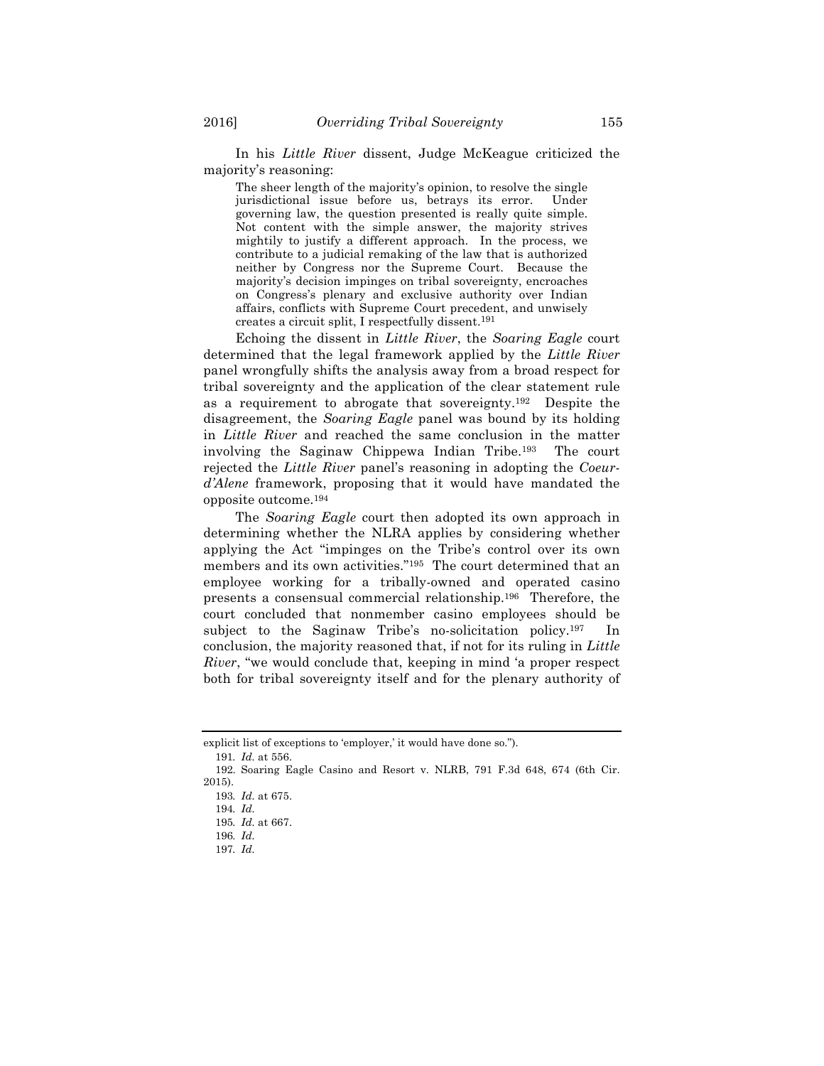In his *Little River* dissent, Judge McKeague criticized the majority's reasoning:

> The sheer length of the majority's opinion, to resolve the single jurisdictional issue before us, betrays its error. Under governing law, the question presented is really quite simple. Not content with the simple answer, the majority strives mightily to justify a different approach. In the process, we contribute to a judicial remaking of the law that is authorized neither by Congress nor the Supreme Court. Because the majority's decision impinges on tribal sovereignty, encroaches on Congress's plenary and exclusive authority over Indian affairs, conflicts with Supreme Court precedent, and unwisely creates a circuit split, I respectfully dissent.[191]

Echoing the dissent in *Little River*, the *Soaring Eagle* court determined that the legal framework applied by the *Little River* panel wrongfully shifts the analysis away from a broad respect for tribal sovereignty and the application of the clear statement rule as a requirement to abrogate that sovereignty.[192] Despite the disagreement, the *Soaring Eagle* panel was bound by its holding in *Little River* and reached the same conclusion in the matter involving the Saginaw Chippewa Indian Tribe.[193] The court rejected the *Little River* panel's reasoning in adopting the *Coeur-d'Alene* framework, proposing that it would have mandated the opposite outcome.[194]

The *Soaring Eagle* court then adopted its own approach in determining whether the NLRA applies by considering whether applying the Act "impinges on the Tribe's control over its own members and its own activities."[195] The court determined that an employee working for a tribally-owned and operated casino presents a consensual commercial relationship.[196] Therefore, the court concluded that nonmember casino employees should be subject to the Saginaw Tribe's no-solicitation policy.[197] In conclusion, the majority reasoned that, if not for its ruling in *Little River*, "we would conclude that, keeping in mind 'a proper respect both for tribal sovereignty itself and for the plenary authority of

---

explicit list of exceptions to 'employer,' it would have done so.").

191. *Id.* at 556.

192. Soaring Eagle Casino and Resort v. NLRB, 791 F.3d 648, 674 (6th Cir. 2015).

193. *Id.* at 675.

194. *Id.*

195. *Id.* at 667.

196. *Id.*

197. *Id.*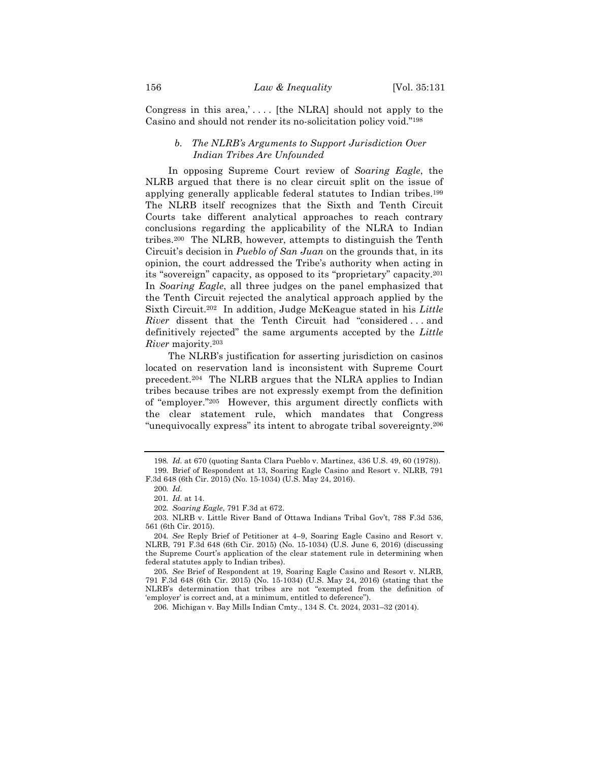Congress in this area,' . . . . [the NLRA] should not apply to the Casino and should not render its no-solicitation policy void."[198]

#### *b. The NLRB's Arguments to Support Jurisdiction Over Indian Tribes Are Unfounded*

In opposing Supreme Court review of *Soaring Eagle*, the NLRB argued that there is no clear circuit split on the issue of applying generally applicable federal statutes to Indian tribes.[199] The NLRB itself recognizes that the Sixth and Tenth Circuit Courts take different analytical approaches to reach contrary conclusions regarding the applicability of the NLRA to Indian tribes.[200] The NLRB, however, attempts to distinguish the Tenth Circuit's decision in *Pueblo of San Juan* on the grounds that, in its opinion, the court addressed the Tribe's authority when acting in its "sovereign" capacity, as opposed to its "proprietary" capacity.[201] In *Soaring Eagle*, all three judges on the panel emphasized that the Tenth Circuit rejected the analytical approach applied by the Sixth Circuit.[202] In addition, Judge McKeague stated in his *Little River* dissent that the Tenth Circuit had "considered . . . and definitively rejected" the same arguments accepted by the *Little River* majority.[203]

The NLRB's justification for asserting jurisdiction on casinos located on reservation land is inconsistent with Supreme Court precedent.[204] The NLRB argues that the NLRA applies to Indian tribes because tribes are not expressly exempt from the definition of "employer."[205] However, this argument directly conflicts with the clear statement rule, which mandates that Congress "unequivocally express" its intent to abrogate tribal sovereignty.[206]

---

198. *Id.* at 670 (quoting Santa Clara Pueblo v. Martinez, 436 U.S. 49, 60 (1978)).

199. Brief of Respondent at 13, Soaring Eagle Casino and Resort v. NLRB, 791 F.3d 648 (6th Cir. 2015) (No. 15-1034) (U.S. May 24, 2016).

200. *Id.*

201. *Id.* at 14.

202. *Soaring Eagle*, 791 F.3d at 672.

203. NLRB v. Little River Band of Ottawa Indians Tribal Gov't, 788 F.3d 536, 561 (6th Cir. 2015).

204. *See* Reply Brief of Petitioner at 4–9, Soaring Eagle Casino and Resort v. NLRB, 791 F.3d 648 (6th Cir. 2015) (No. 15-1034) (U.S. June 6, 2016) (discussing the Supreme Court's application of the clear statement rule in determining when federal statutes apply to Indian tribes).

205. *See* Brief of Respondent at 19, Soaring Eagle Casino and Resort v. NLRB, 791 F.3d 648 (6th Cir. 2015) (No. 15-1034) (U.S. May 24, 2016) (stating that the NLRB's determination that tribes are not "exempted from the definition of 'employer' is correct and, at a minimum, entitled to deference").

206. Michigan v. Bay Mills Indian Cmty., 134 S. Ct. 2024, 2031–32 (2014).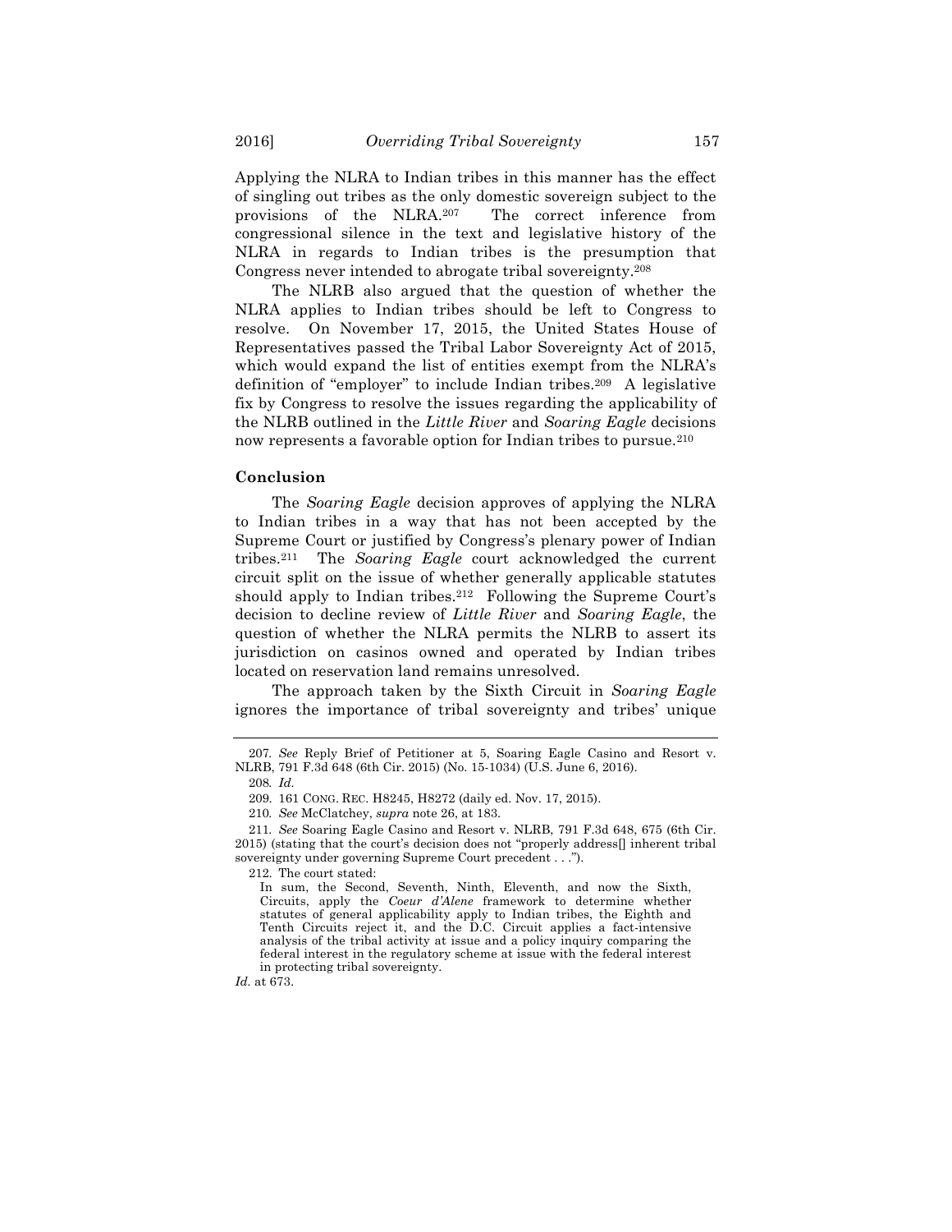Applying the NLRA to Indian tribes in this manner has the effect of singling out tribes as the only domestic sovereign subject to the provisions of the NLRA.[207] The correct inference from congressional silence in the text and legislative history of the NLRA in regards to Indian tribes is the presumption that Congress never intended to abrogate tribal sovereignty.[208]

The NLRB also argued that the question of whether the NLRA applies to Indian tribes should be left to Congress to resolve. On November 17, 2015, the United States House of Representatives passed the Tribal Labor Sovereignty Act of 2015, which would expand the list of entities exempt from the NLRA's definition of "employer" to include Indian tribes.[209] A legislative fix by Congress to resolve the issues regarding the applicability of the NLRB outlined in the *Little River* and *Soaring Eagle* decisions now represents a favorable option for Indian tribes to pursue.[210]

## Conclusion

The *Soaring Eagle* decision approves of applying the NLRA to Indian tribes in a way that has not been accepted by the Supreme Court or justified by Congress's plenary power of Indian tribes.[211] The *Soaring Eagle* court acknowledged the current circuit split on the issue of whether generally applicable statutes should apply to Indian tribes.[212] Following the Supreme Court's decision to decline review of *Little River* and *Soaring Eagle*, the question of whether the NLRA permits the NLRB to assert its jurisdiction on casinos owned and operated by Indian tribes located on reservation land remains unresolved.

The approach taken by the Sixth Circuit in *Soaring Eagle* ignores the importance of tribal sovereignty and tribes' unique

---

207. *See* Reply Brief of Petitioner at 5, Soaring Eagle Casino and Resort v. NLRB, 791 F.3d 648 (6th Cir. 2015) (No. 15-1034) (U.S. June 6, 2016).

208. *Id.*

209. 161 CONG. REC. H8245, H8272 (daily ed. Nov. 17, 2015).

210. *See* McClatchey, *supra* note 26, at 183.

211. *See* Soaring Eagle Casino and Resort v. NLRB, 791 F.3d 648, 675 (6th Cir. 2015) (stating that the court's decision does not "properly address[] inherent tribal sovereignty under governing Supreme Court precedent . . .").

212. The court stated:

> In sum, the Second, Seventh, Ninth, Eleventh, and now the Sixth, Circuits, apply the *Coeur d'Alene* framework to determine whether statutes of general applicability apply to Indian tribes, the Eighth and Tenth Circuits reject it, and the D.C. Circuit applies a fact-intensive analysis of the tribal activity at issue and a policy inquiry comparing the federal interest in the regulatory scheme at issue with the federal interest in protecting tribal sovereignty.

*Id.* at 673.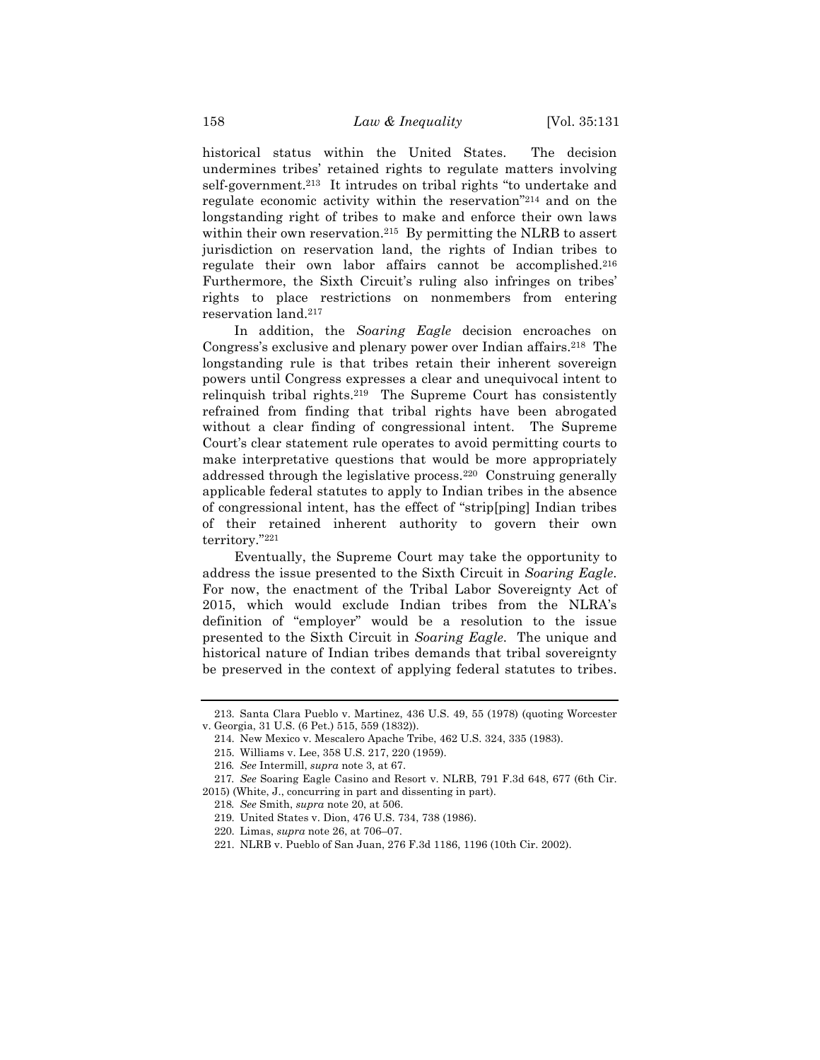historical status within the United States. The decision undermines tribes' retained rights to regulate matters involving self-government.[213] It intrudes on tribal rights "to undertake and regulate economic activity within the reservation"[214] and on the longstanding right of tribes to make and enforce their own laws within their own reservation.[215] By permitting the NLRB to assert jurisdiction on reservation land, the rights of Indian tribes to regulate their own labor affairs cannot be accomplished.[216] Furthermore, the Sixth Circuit's ruling also infringes on tribes' rights to place restrictions on nonmembers from entering reservation land.[217]

In addition, the *Soaring Eagle* decision encroaches on Congress's exclusive and plenary power over Indian affairs.[218] The longstanding rule is that tribes retain their inherent sovereign powers until Congress expresses a clear and unequivocal intent to relinquish tribal rights.[219] The Supreme Court has consistently refrained from finding that tribal rights have been abrogated without a clear finding of congressional intent. The Supreme Court's clear statement rule operates to avoid permitting courts to make interpretative questions that would be more appropriately addressed through the legislative process.[220] Construing generally applicable federal statutes to apply to Indian tribes in the absence of congressional intent, has the effect of "strip[ping] Indian tribes of their retained inherent authority to govern their own territory."[221]

Eventually, the Supreme Court may take the opportunity to address the issue presented to the Sixth Circuit in *Soaring Eagle*. For now, the enactment of the Tribal Labor Sovereignty Act of 2015, which would exclude Indian tribes from the NLRA's definition of "employer" would be a resolution to the issue presented to the Sixth Circuit in *Soaring Eagle*. The unique and historical nature of Indian tribes demands that tribal sovereignty be preserved in the context of applying federal statutes to tribes.

---

213. Santa Clara Pueblo v. Martinez, 436 U.S. 49, 55 (1978) (quoting Worcester v. Georgia, 31 U.S. (6 Pet.) 515, 559 (1832)).

214. New Mexico v. Mescalero Apache Tribe, 462 U.S. 324, 335 (1983).

215. Williams v. Lee, 358 U.S. 217, 220 (1959).

216. *See* Intermill, *supra* note 3, at 67.

217. *See* Soaring Eagle Casino and Resort v. NLRB, 791 F.3d 648, 677 (6th Cir. 2015) (White, J., concurring in part and dissenting in part).

218. *See* Smith, *supra* note 20, at 506.

219. United States v. Dion, 476 U.S. 734, 738 (1986).

220. Limas, *supra* note 26, at 706–07.

221. NLRB v. Pueblo of San Juan, 276 F.3d 1186, 1196 (10th Cir. 2002).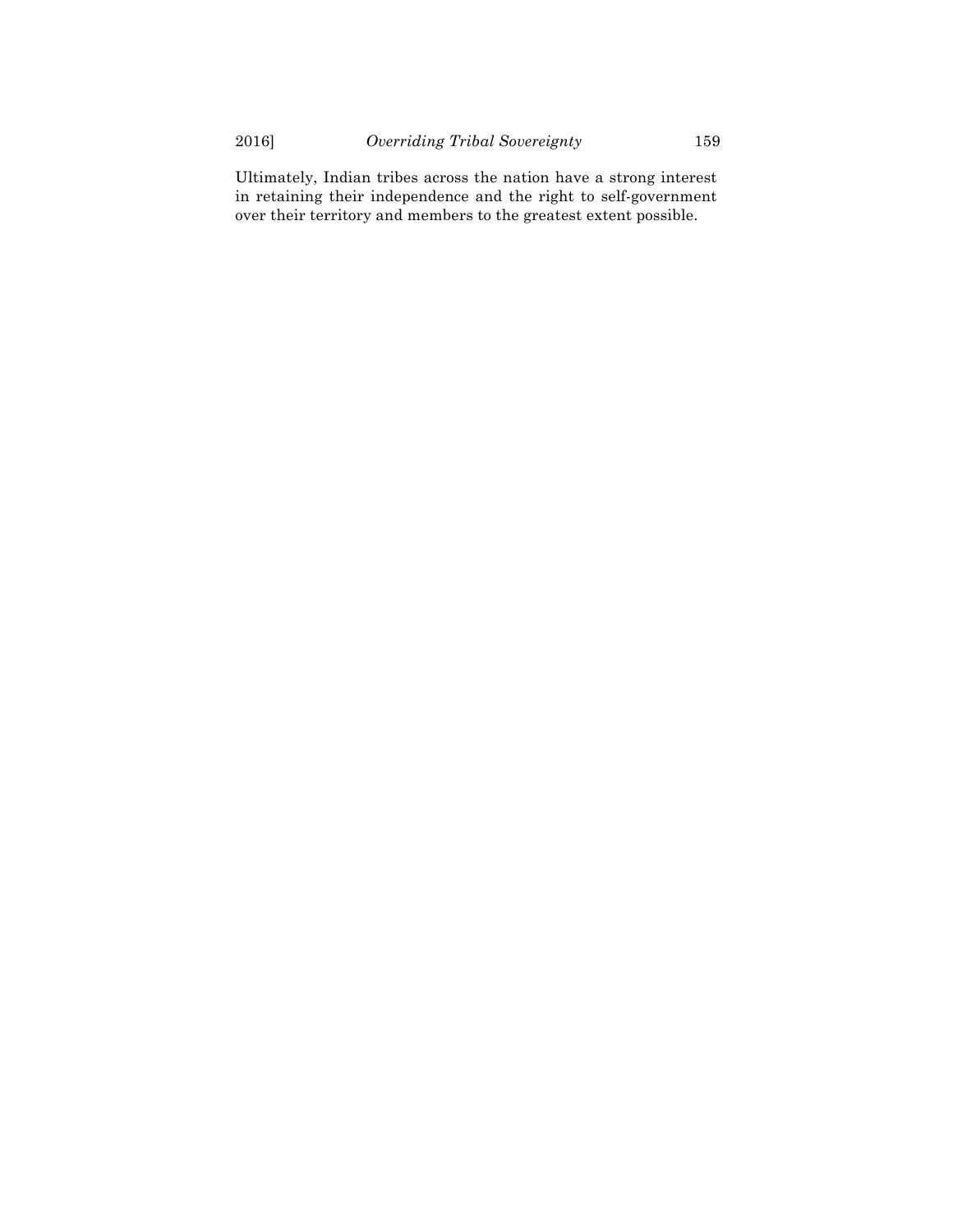Ultimately, Indian tribes across the nation have a strong interest in retaining their independence and the right to self-government over their territory and members to the greatest extent possible.